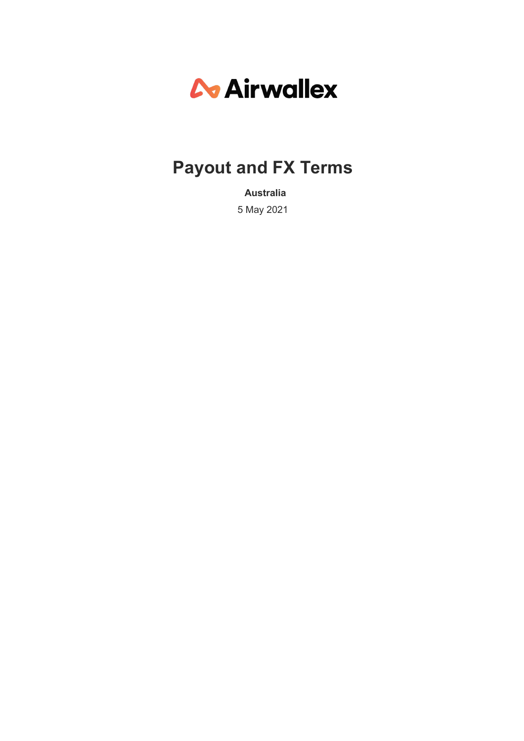Airwallex

# Payout and FX Terms

**Australia**

5 May 2021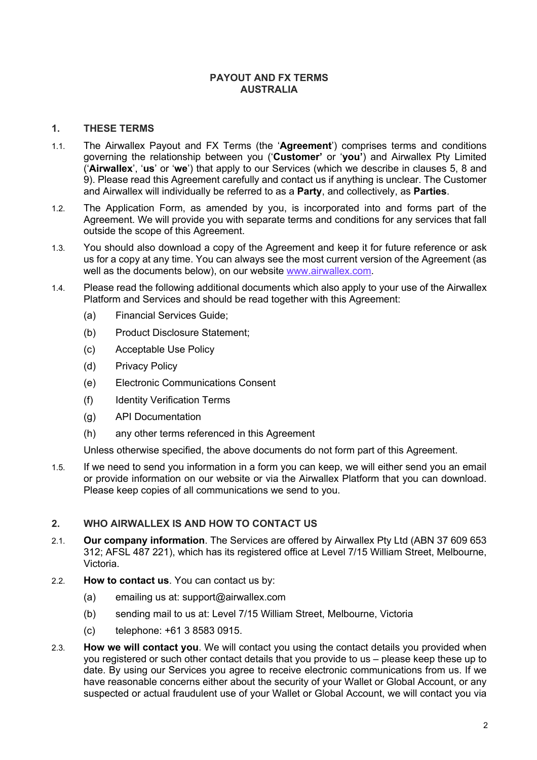**PAYOUT AND FX TERMS**
**AUSTRALIA**

## 1. THESE TERMS

1.1. The Airwallex Payout and FX Terms (the '**Agreement**') comprises terms and conditions governing the relationship between you ('**Customer'** or '**you'**) and Airwallex Pty Limited ('**Airwallex**', '**us**' or '**we**') that apply to our Services (which we describe in clauses 5, 8 and 9). Please read this Agreement carefully and contact us if anything is unclear. The Customer and Airwallex will individually be referred to as a **Party**, and collectively, as **Parties**.

1.2. The Application Form, as amended by you, is incorporated into and forms part of the Agreement. We will provide you with separate terms and conditions for any services that fall outside the scope of this Agreement.

1.3. You should also download a copy of the Agreement and keep it for future reference or ask us for a copy at any time. You can always see the most current version of the Agreement (as well as the documents below), on our website [www.airwallex.com](http://www.airwallex.com).

1.4. Please read the following additional documents which also apply to your use of the Airwallex Platform and Services and should be read together with this Agreement:

(a) Financial Services Guide;

(b) Product Disclosure Statement;

(c) Acceptable Use Policy

(d) Privacy Policy

(e) Electronic Communications Consent

(f) Identity Verification Terms

(g) API Documentation

(h) any other terms referenced in this Agreement

Unless otherwise specified, the above documents do not form part of this Agreement.

1.5. If we need to send you information in a form you can keep, we will either send you an email or provide information on our website or via the Airwallex Platform that you can download. Please keep copies of all communications we send to you.

## 2. WHO AIRWALLEX IS AND HOW TO CONTACT US

2.1. **Our company information**. The Services are offered by Airwallex Pty Ltd (ABN 37 609 653 312; AFSL 487 221), which has its registered office at Level 7/15 William Street, Melbourne, Victoria.

2.2. **How to contact us**. You can contact us by:

(a) emailing us at: support@airwallex.com

(b) sending mail to us at: Level 7/15 William Street, Melbourne, Victoria

(c) telephone: +61 3 8583 0915.

2.3. **How we will contact you**. We will contact you using the contact details you provided when you registered or such other contact details that you provide to us – please keep these up to date. By using our Services you agree to receive electronic communications from us. If we have reasonable concerns either about the security of your Wallet or Global Account, or any suspected or actual fraudulent use of your Wallet or Global Account, we will contact you via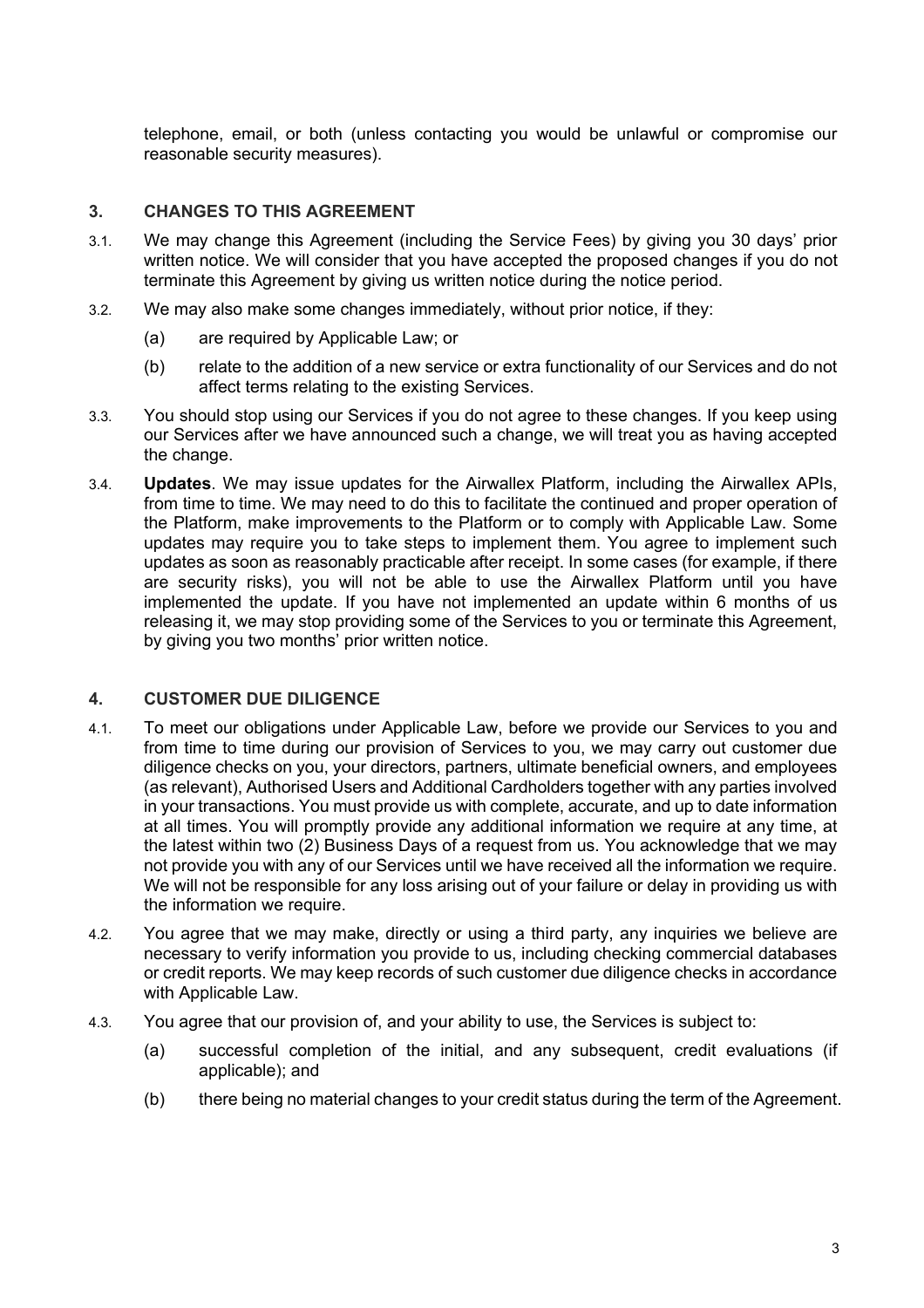telephone, email, or both (unless contacting you would be unlawful or compromise our reasonable security measures).

## 3. CHANGES TO THIS AGREEMENT

3.1. We may change this Agreement (including the Service Fees) by giving you 30 days' prior written notice. We will consider that you have accepted the proposed changes if you do not terminate this Agreement by giving us written notice during the notice period.

3.2. We may also make some changes immediately, without prior notice, if they:

(a) are required by Applicable Law; or

(b) relate to the addition of a new service or extra functionality of our Services and do not affect terms relating to the existing Services.

3.3. You should stop using our Services if you do not agree to these changes. If you keep using our Services after we have announced such a change, we will treat you as having accepted the change.

3.4. **Updates**. We may issue updates for the Airwallex Platform, including the Airwallex APIs, from time to time. We may need to do this to facilitate the continued and proper operation of the Platform, make improvements to the Platform or to comply with Applicable Law. Some updates may require you to take steps to implement them. You agree to implement such updates as soon as reasonably practicable after receipt. In some cases (for example, if there are security risks), you will not be able to use the Airwallex Platform until you have implemented the update. If you have not implemented an update within 6 months of us releasing it, we may stop providing some of the Services to you or terminate this Agreement, by giving you two months' prior written notice.

## 4. CUSTOMER DUE DILIGENCE

4.1. To meet our obligations under Applicable Law, before we provide our Services to you and from time to time during our provision of Services to you, we may carry out customer due diligence checks on you, your directors, partners, ultimate beneficial owners, and employees (as relevant), Authorised Users and Additional Cardholders together with any parties involved in your transactions. You must provide us with complete, accurate, and up to date information at all times. You will promptly provide any additional information we require at any time, at the latest within two (2) Business Days of a request from us. You acknowledge that we may not provide you with any of our Services until we have received all the information we require. We will not be responsible for any loss arising out of your failure or delay in providing us with the information we require.

4.2. You agree that we may make, directly or using a third party, any inquiries we believe are necessary to verify information you provide to us, including checking commercial databases or credit reports. We may keep records of such customer due diligence checks in accordance with Applicable Law.

4.3. You agree that our provision of, and your ability to use, the Services is subject to:

(a) successful completion of the initial, and any subsequent, credit evaluations (if applicable); and

(b) there being no material changes to your credit status during the term of the Agreement.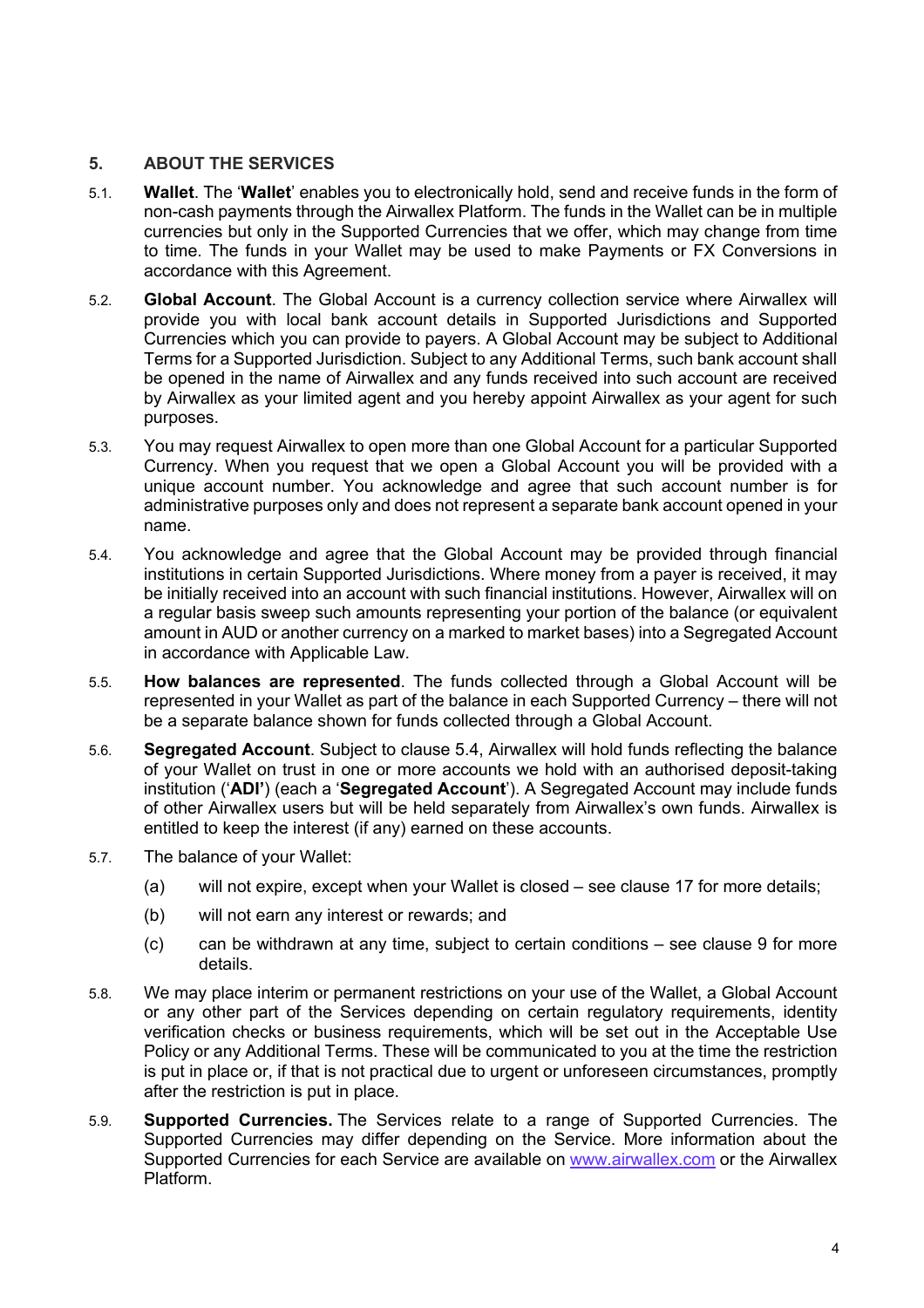## 5. ABOUT THE SERVICES

5.1. **Wallet**. The '**Wallet**' enables you to electronically hold, send and receive funds in the form of non-cash payments through the Airwallex Platform. The funds in the Wallet can be in multiple currencies but only in the Supported Currencies that we offer, which may change from time to time. The funds in your Wallet may be used to make Payments or FX Conversions in accordance with this Agreement.

5.2. **Global Account**. The Global Account is a currency collection service where Airwallex will provide you with local bank account details in Supported Jurisdictions and Supported Currencies which you can provide to payers. A Global Account may be subject to Additional Terms for a Supported Jurisdiction. Subject to any Additional Terms, such bank account shall be opened in the name of Airwallex and any funds received into such account are received by Airwallex as your limited agent and you hereby appoint Airwallex as your agent for such purposes.

5.3. You may request Airwallex to open more than one Global Account for a particular Supported Currency. When you request that we open a Global Account you will be provided with a unique account number. You acknowledge and agree that such account number is for administrative purposes only and does not represent a separate bank account opened in your name.

5.4. You acknowledge and agree that the Global Account may be provided through financial institutions in certain Supported Jurisdictions. Where money from a payer is received, it may be initially received into an account with such financial institutions. However, Airwallex will on a regular basis sweep such amounts representing your portion of the balance (or equivalent amount in AUD or another currency on a marked to market bases) into a Segregated Account in accordance with Applicable Law.

5.5. **How balances are represented**. The funds collected through a Global Account will be represented in your Wallet as part of the balance in each Supported Currency – there will not be a separate balance shown for funds collected through a Global Account.

5.6. **Segregated Account**. Subject to clause 5.4, Airwallex will hold funds reflecting the balance of your Wallet on trust in one or more accounts we hold with an authorised deposit-taking institution ('**ADI'**) (each a '**Segregated Account**'). A Segregated Account may include funds of other Airwallex users but will be held separately from Airwallex's own funds. Airwallex is entitled to keep the interest (if any) earned on these accounts.

5.7. The balance of your Wallet:

(a) will not expire, except when your Wallet is closed – see clause 17 for more details;

(b) will not earn any interest or rewards; and

(c) can be withdrawn at any time, subject to certain conditions – see clause 9 for more details.

5.8. We may place interim or permanent restrictions on your use of the Wallet, a Global Account or any other part of the Services depending on certain regulatory requirements, identity verification checks or business requirements, which will be set out in the Acceptable Use Policy or any Additional Terms. These will be communicated to you at the time the restriction is put in place or, if that is not practical due to urgent or unforeseen circumstances, promptly after the restriction is put in place.

5.9. **Supported Currencies.** The Services relate to a range of Supported Currencies. The Supported Currencies may differ depending on the Service. More information about the Supported Currencies for each Service are available on www.airwallex.com or the Airwallex Platform.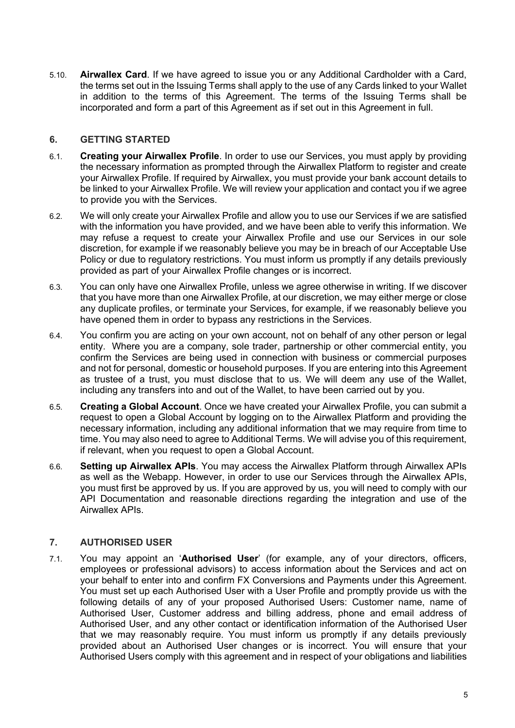5.10. **Airwallex Card**. If we have agreed to issue you or any Additional Cardholder with a Card, the terms set out in the Issuing Terms shall apply to the use of any Cards linked to your Wallet in addition to the terms of this Agreement. The terms of the Issuing Terms shall be incorporated and form a part of this Agreement as if set out in this Agreement in full.

## 6. GETTING STARTED

6.1. **Creating your Airwallex Profile**. In order to use our Services, you must apply by providing the necessary information as prompted through the Airwallex Platform to register and create your Airwallex Profile. If required by Airwallex, you must provide your bank account details to be linked to your Airwallex Profile. We will review your application and contact you if we agree to provide you with the Services.

6.2. We will only create your Airwallex Profile and allow you to use our Services if we are satisfied with the information you have provided, and we have been able to verify this information. We may refuse a request to create your Airwallex Profile and use our Services in our sole discretion, for example if we reasonably believe you may be in breach of our Acceptable Use Policy or due to regulatory restrictions. You must inform us promptly if any details previously provided as part of your Airwallex Profile changes or is incorrect.

6.3. You can only have one Airwallex Profile, unless we agree otherwise in writing. If we discover that you have more than one Airwallex Profile, at our discretion, we may either merge or close any duplicate profiles, or terminate your Services, for example, if we reasonably believe you have opened them in order to bypass any restrictions in the Services.

6.4. You confirm you are acting on your own account, not on behalf of any other person or legal entity. Where you are a company, sole trader, partnership or other commercial entity, you confirm the Services are being used in connection with business or commercial purposes and not for personal, domestic or household purposes. If you are entering into this Agreement as trustee of a trust, you must disclose that to us. We will deem any use of the Wallet, including any transfers into and out of the Wallet, to have been carried out by you.

6.5. **Creating a Global Account**. Once we have created your Airwallex Profile, you can submit a request to open a Global Account by logging on to the Airwallex Platform and providing the necessary information, including any additional information that we may require from time to time. You may also need to agree to Additional Terms. We will advise you of this requirement, if relevant, when you request to open a Global Account.

6.6. **Setting up Airwallex APIs**. You may access the Airwallex Platform through Airwallex APIs as well as the Webapp. However, in order to use our Services through the Airwallex APIs, you must first be approved by us. If you are approved by us, you will need to comply with our API Documentation and reasonable directions regarding the integration and use of the Airwallex APIs.

## 7. AUTHORISED USER

7.1. You may appoint an '**Authorised User**' (for example, any of your directors, officers, employees or professional advisors) to access information about the Services and act on your behalf to enter into and confirm FX Conversions and Payments under this Agreement. You must set up each Authorised User with a User Profile and promptly provide us with the following details of any of your proposed Authorised Users: Customer name, name of Authorised User, Customer address and billing address, phone and email address of Authorised User, and any other contact or identification information of the Authorised User that we may reasonably require. You must inform us promptly if any details previously provided about an Authorised User changes or is incorrect. You will ensure that your Authorised Users comply with this agreement and in respect of your obligations and liabilities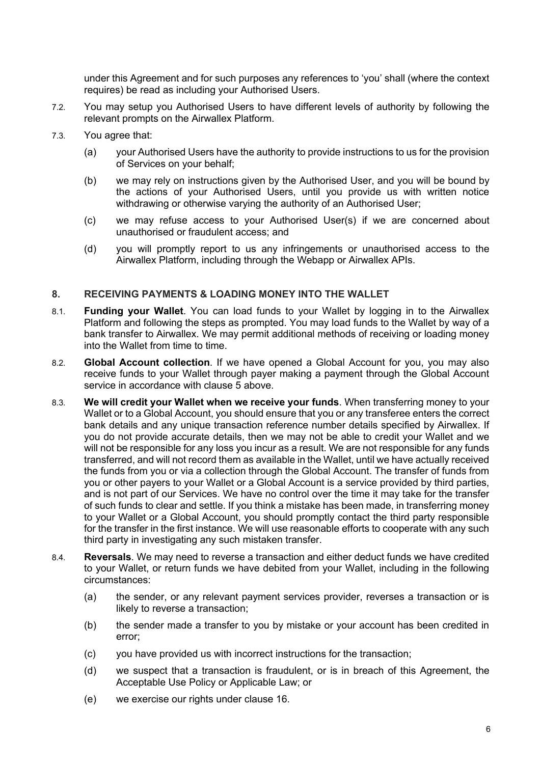under this Agreement and for such purposes any references to 'you' shall (where the context requires) be read as including your Authorised Users.

7.2. You may setup you Authorised Users to have different levels of authority by following the relevant prompts on the Airwallex Platform.

7.3. You agree that:

(a) your Authorised Users have the authority to provide instructions to us for the provision of Services on your behalf;

(b) we may rely on instructions given by the Authorised User, and you will be bound by the actions of your Authorised Users, until you provide us with written notice withdrawing or otherwise varying the authority of an Authorised User;

(c) we may refuse access to your Authorised User(s) if we are concerned about unauthorised or fraudulent access; and

(d) you will promptly report to us any infringements or unauthorised access to the Airwallex Platform, including through the Webapp or Airwallex APIs.

## 8. RECEIVING PAYMENTS & LOADING MONEY INTO THE WALLET

8.1. **Funding your Wallet**. You can load funds to your Wallet by logging in to the Airwallex Platform and following the steps as prompted. You may load funds to the Wallet by way of a bank transfer to Airwallex. We may permit additional methods of receiving or loading money into the Wallet from time to time.

8.2. **Global Account collection**. If we have opened a Global Account for you, you may also receive funds to your Wallet through payer making a payment through the Global Account service in accordance with clause 5 above.

8.3. **We will credit your Wallet when we receive your funds**. When transferring money to your Wallet or to a Global Account, you should ensure that you or any transferee enters the correct bank details and any unique transaction reference number details specified by Airwallex. If you do not provide accurate details, then we may not be able to credit your Wallet and we will not be responsible for any loss you incur as a result. We are not responsible for any funds transferred, and will not record them as available in the Wallet, until we have actually received the funds from you or via a collection through the Global Account. The transfer of funds from you or other payers to your Wallet or a Global Account is a service provided by third parties, and is not part of our Services. We have no control over the time it may take for the transfer of such funds to clear and settle. If you think a mistake has been made, in transferring money to your Wallet or a Global Account, you should promptly contact the third party responsible for the transfer in the first instance. We will use reasonable efforts to cooperate with any such third party in investigating any such mistaken transfer.

8.4. **Reversals**. We may need to reverse a transaction and either deduct funds we have credited to your Wallet, or return funds we have debited from your Wallet, including in the following circumstances:

(a) the sender, or any relevant payment services provider, reverses a transaction or is likely to reverse a transaction;

(b) the sender made a transfer to you by mistake or your account has been credited in error;

(c) you have provided us with incorrect instructions for the transaction;

(d) we suspect that a transaction is fraudulent, or is in breach of this Agreement, the Acceptable Use Policy or Applicable Law; or

(e) we exercise our rights under clause 16.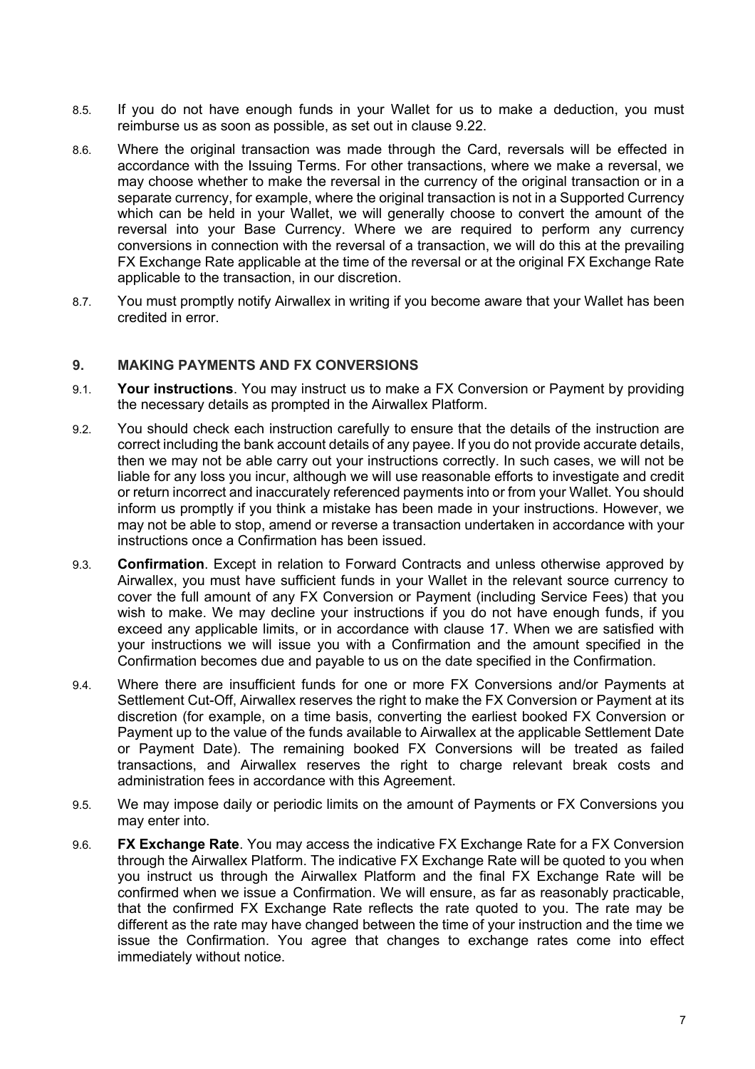8.5. If you do not have enough funds in your Wallet for us to make a deduction, you must reimburse us as soon as possible, as set out in clause 9.22.

8.6. Where the original transaction was made through the Card, reversals will be effected in accordance with the Issuing Terms. For other transactions, where we make a reversal, we may choose whether to make the reversal in the currency of the original transaction or in a separate currency, for example, where the original transaction is not in a Supported Currency which can be held in your Wallet, we will generally choose to convert the amount of the reversal into your Base Currency. Where we are required to perform any currency conversions in connection with the reversal of a transaction, we will do this at the prevailing FX Exchange Rate applicable at the time of the reversal or at the original FX Exchange Rate applicable to the transaction, in our discretion.

8.7. You must promptly notify Airwallex in writing if you become aware that your Wallet has been credited in error.

## 9. MAKING PAYMENTS AND FX CONVERSIONS

9.1. **Your instructions**. You may instruct us to make a FX Conversion or Payment by providing the necessary details as prompted in the Airwallex Platform.

9.2. You should check each instruction carefully to ensure that the details of the instruction are correct including the bank account details of any payee. If you do not provide accurate details, then we may not be able carry out your instructions correctly. In such cases, we will not be liable for any loss you incur, although we will use reasonable efforts to investigate and credit or return incorrect and inaccurately referenced payments into or from your Wallet. You should inform us promptly if you think a mistake has been made in your instructions. However, we may not be able to stop, amend or reverse a transaction undertaken in accordance with your instructions once a Confirmation has been issued.

9.3. **Confirmation**. Except in relation to Forward Contracts and unless otherwise approved by Airwallex, you must have sufficient funds in your Wallet in the relevant source currency to cover the full amount of any FX Conversion or Payment (including Service Fees) that you wish to make. We may decline your instructions if you do not have enough funds, if you exceed any applicable limits, or in accordance with clause 17. When we are satisfied with your instructions we will issue you with a Confirmation and the amount specified in the Confirmation becomes due and payable to us on the date specified in the Confirmation.

9.4. Where there are insufficient funds for one or more FX Conversions and/or Payments at Settlement Cut-Off, Airwallex reserves the right to make the FX Conversion or Payment at its discretion (for example, on a time basis, converting the earliest booked FX Conversion or Payment up to the value of the funds available to Airwallex at the applicable Settlement Date or Payment Date). The remaining booked FX Conversions will be treated as failed transactions, and Airwallex reserves the right to charge relevant break costs and administration fees in accordance with this Agreement.

9.5. We may impose daily or periodic limits on the amount of Payments or FX Conversions you may enter into.

9.6. **FX Exchange Rate**. You may access the indicative FX Exchange Rate for a FX Conversion through the Airwallex Platform. The indicative FX Exchange Rate will be quoted to you when you instruct us through the Airwallex Platform and the final FX Exchange Rate will be confirmed when we issue a Confirmation. We will ensure, as far as reasonably practicable, that the confirmed FX Exchange Rate reflects the rate quoted to you. The rate may be different as the rate may have changed between the time of your instruction and the time we issue the Confirmation. You agree that changes to exchange rates come into effect immediately without notice.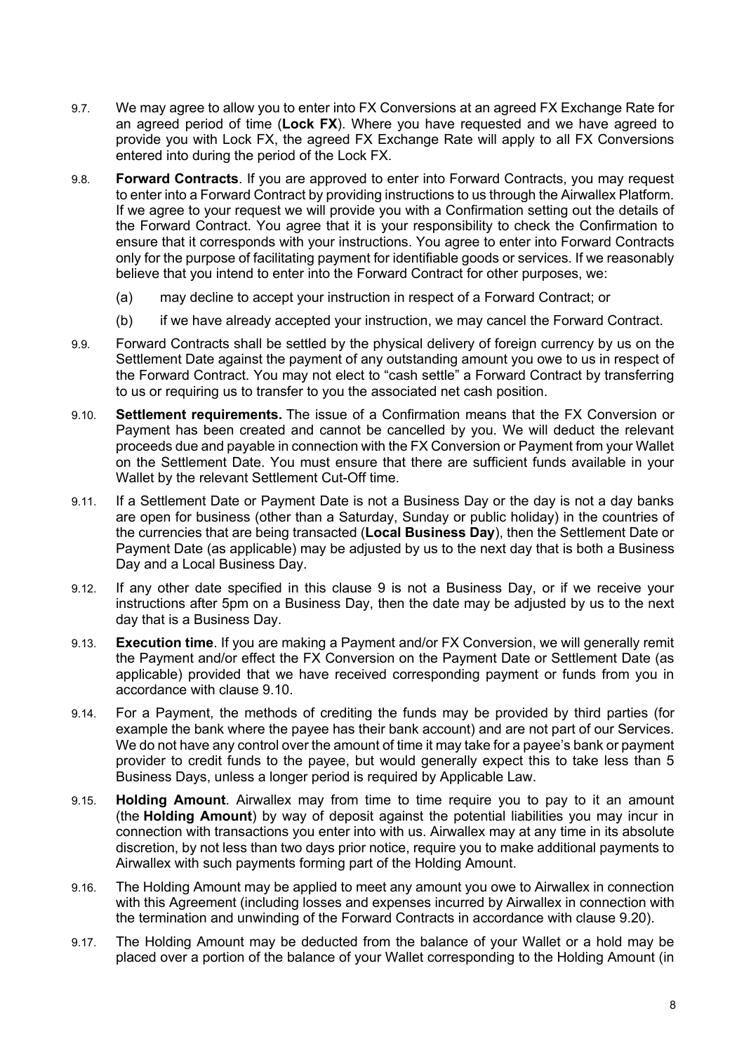9.7. We may agree to allow you to enter into FX Conversions at an agreed FX Exchange Rate for an agreed period of time (**Lock FX**). Where you have requested and we have agreed to provide you with Lock FX, the agreed FX Exchange Rate will apply to all FX Conversions entered into during the period of the Lock FX.

9.8. **Forward Contracts**. If you are approved to enter into Forward Contracts, you may request to enter into a Forward Contract by providing instructions to us through the Airwallex Platform. If we agree to your request we will provide you with a Confirmation setting out the details of the Forward Contract. You agree that it is your responsibility to check the Confirmation to ensure that it corresponds with your instructions. You agree to enter into Forward Contracts only for the purpose of facilitating payment for identifiable goods or services. If we reasonably believe that you intend to enter into the Forward Contract for other purposes, we:

(a) may decline to accept your instruction in respect of a Forward Contract; or

(b) if we have already accepted your instruction, we may cancel the Forward Contract.

9.9. Forward Contracts shall be settled by the physical delivery of foreign currency by us on the Settlement Date against the payment of any outstanding amount you owe to us in respect of the Forward Contract. You may not elect to "cash settle" a Forward Contract by transferring to us or requiring us to transfer to you the associated net cash position.

9.10. **Settlement requirements.** The issue of a Confirmation means that the FX Conversion or Payment has been created and cannot be cancelled by you. We will deduct the relevant proceeds due and payable in connection with the FX Conversion or Payment from your Wallet on the Settlement Date. You must ensure that there are sufficient funds available in your Wallet by the relevant Settlement Cut-Off time.

9.11. If a Settlement Date or Payment Date is not a Business Day or the day is not a day banks are open for business (other than a Saturday, Sunday or public holiday) in the countries of the currencies that are being transacted (**Local Business Day**), then the Settlement Date or Payment Date (as applicable) may be adjusted by us to the next day that is both a Business Day and a Local Business Day.

9.12. If any other date specified in this clause 9 is not a Business Day, or if we receive your instructions after 5pm on a Business Day, then the date may be adjusted by us to the next day that is a Business Day.

9.13. **Execution time**. If you are making a Payment and/or FX Conversion, we will generally remit the Payment and/or effect the FX Conversion on the Payment Date or Settlement Date (as applicable) provided that we have received corresponding payment or funds from you in accordance with clause 9.10.

9.14. For a Payment, the methods of crediting the funds may be provided by third parties (for example the bank where the payee has their bank account) and are not part of our Services. We do not have any control over the amount of time it may take for a payee's bank or payment provider to credit funds to the payee, but would generally expect this to take less than 5 Business Days, unless a longer period is required by Applicable Law.

9.15. **Holding Amount**. Airwallex may from time to time require you to pay to it an amount (the **Holding Amount**) by way of deposit against the potential liabilities you may incur in connection with transactions you enter into with us. Airwallex may at any time in its absolute discretion, by not less than two days prior notice, require you to make additional payments to Airwallex with such payments forming part of the Holding Amount.

9.16. The Holding Amount may be applied to meet any amount you owe to Airwallex in connection with this Agreement (including losses and expenses incurred by Airwallex in connection with the termination and unwinding of the Forward Contracts in accordance with clause 9.20).

9.17. The Holding Amount may be deducted from the balance of your Wallet or a hold may be placed over a portion of the balance of your Wallet corresponding to the Holding Amount (in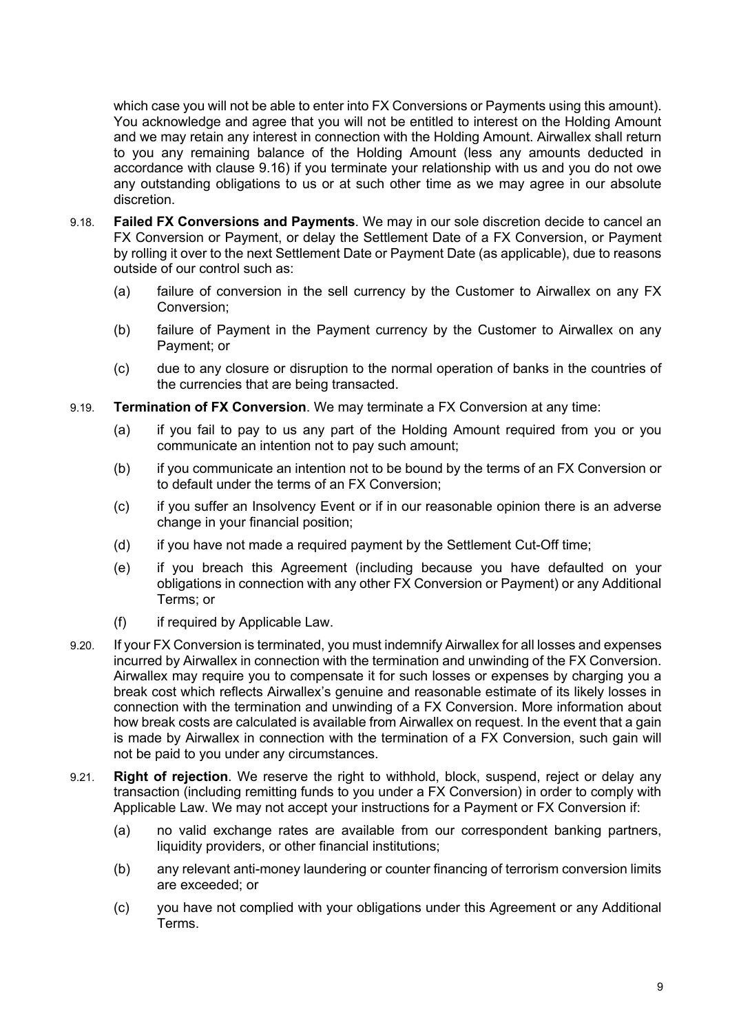which case you will not be able to enter into FX Conversions or Payments using this amount). You acknowledge and agree that you will not be entitled to interest on the Holding Amount and we may retain any interest in connection with the Holding Amount. Airwallex shall return to you any remaining balance of the Holding Amount (less any amounts deducted in accordance with clause 9.16) if you terminate your relationship with us and you do not owe any outstanding obligations to us or at such other time as we may agree in our absolute discretion.

9.18. **Failed FX Conversions and Payments**. We may in our sole discretion decide to cancel an FX Conversion or Payment, or delay the Settlement Date of a FX Conversion, or Payment by rolling it over to the next Settlement Date or Payment Date (as applicable), due to reasons outside of our control such as:

(a) failure of conversion in the sell currency by the Customer to Airwallex on any FX Conversion;

(b) failure of Payment in the Payment currency by the Customer to Airwallex on any Payment; or

(c) due to any closure or disruption to the normal operation of banks in the countries of the currencies that are being transacted.

9.19. **Termination of FX Conversion**. We may terminate a FX Conversion at any time:

(a) if you fail to pay to us any part of the Holding Amount required from you or you communicate an intention not to pay such amount;

(b) if you communicate an intention not to be bound by the terms of an FX Conversion or to default under the terms of an FX Conversion;

(c) if you suffer an Insolvency Event or if in our reasonable opinion there is an adverse change in your financial position;

(d) if you have not made a required payment by the Settlement Cut-Off time;

(e) if you breach this Agreement (including because you have defaulted on your obligations in connection with any other FX Conversion or Payment) or any Additional Terms; or

(f) if required by Applicable Law.

9.20. If your FX Conversion is terminated, you must indemnify Airwallex for all losses and expenses incurred by Airwallex in connection with the termination and unwinding of the FX Conversion. Airwallex may require you to compensate it for such losses or expenses by charging you a break cost which reflects Airwallex's genuine and reasonable estimate of its likely losses in connection with the termination and unwinding of a FX Conversion. More information about how break costs are calculated is available from Airwallex on request. In the event that a gain is made by Airwallex in connection with the termination of a FX Conversion, such gain will not be paid to you under any circumstances.

9.21. **Right of rejection**. We reserve the right to withhold, block, suspend, reject or delay any transaction (including remitting funds to you under a FX Conversion) in order to comply with Applicable Law. We may not accept your instructions for a Payment or FX Conversion if:

(a) no valid exchange rates are available from our correspondent banking partners, liquidity providers, or other financial institutions;

(b) any relevant anti-money laundering or counter financing of terrorism conversion limits are exceeded; or

(c) you have not complied with your obligations under this Agreement or any Additional Terms.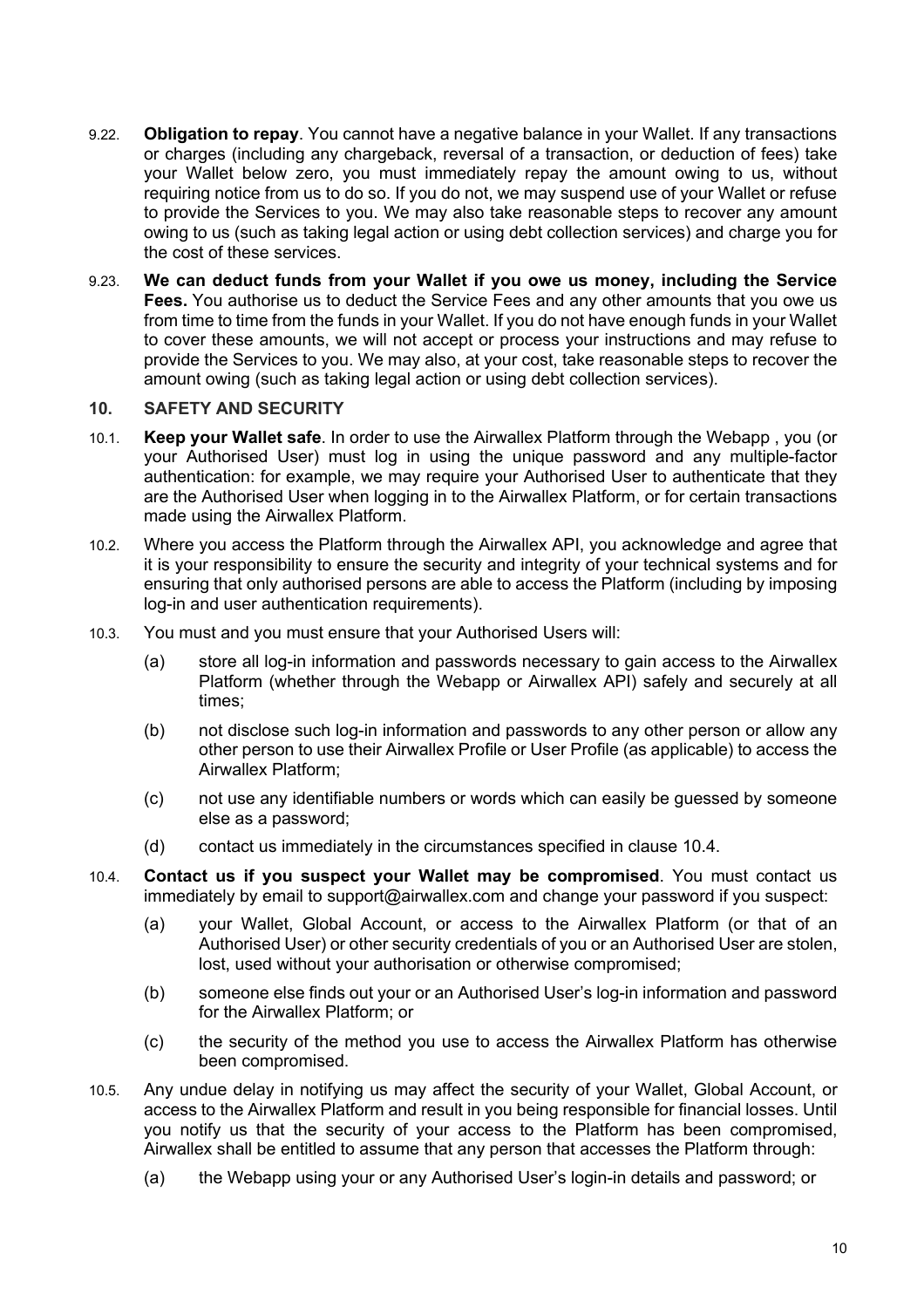9.22. **Obligation to repay**. You cannot have a negative balance in your Wallet. If any transactions or charges (including any chargeback, reversal of a transaction, or deduction of fees) take your Wallet below zero, you must immediately repay the amount owing to us, without requiring notice from us to do so. If you do not, we may suspend use of your Wallet or refuse to provide the Services to you. We may also take reasonable steps to recover any amount owing to us (such as taking legal action or using debt collection services) and charge you for the cost of these services.

9.23. **We can deduct funds from your Wallet if you owe us money, including the Service Fees.** You authorise us to deduct the Service Fees and any other amounts that you owe us from time to time from the funds in your Wallet. If you do not have enough funds in your Wallet to cover these amounts, we will not accept or process your instructions and may refuse to provide the Services to you. We may also, at your cost, take reasonable steps to recover the amount owing (such as taking legal action or using debt collection services).

## 10. SAFETY AND SECURITY

10.1. **Keep your Wallet safe**. In order to use the Airwallex Platform through the Webapp , you (or your Authorised User) must log in using the unique password and any multiple-factor authentication: for example, we may require your Authorised User to authenticate that they are the Authorised User when logging in to the Airwallex Platform, or for certain transactions made using the Airwallex Platform.

10.2. Where you access the Platform through the Airwallex API, you acknowledge and agree that it is your responsibility to ensure the security and integrity of your technical systems and for ensuring that only authorised persons are able to access the Platform (including by imposing log-in and user authentication requirements).

10.3. You must and you must ensure that your Authorised Users will:

(a) store all log-in information and passwords necessary to gain access to the Airwallex Platform (whether through the Webapp or Airwallex API) safely and securely at all times;

(b) not disclose such log-in information and passwords to any other person or allow any other person to use their Airwallex Profile or User Profile (as applicable) to access the Airwallex Platform;

(c) not use any identifiable numbers or words which can easily be guessed by someone else as a password;

(d) contact us immediately in the circumstances specified in clause 10.4.

10.4. **Contact us if you suspect your Wallet may be compromised**. You must contact us immediately by email to support@airwallex.com and change your password if you suspect:

(a) your Wallet, Global Account, or access to the Airwallex Platform (or that of an Authorised User) or other security credentials of you or an Authorised User are stolen, lost, used without your authorisation or otherwise compromised;

(b) someone else finds out your or an Authorised User's log-in information and password for the Airwallex Platform; or

(c) the security of the method you use to access the Airwallex Platform has otherwise been compromised.

10.5. Any undue delay in notifying us may affect the security of your Wallet, Global Account, or access to the Airwallex Platform and result in you being responsible for financial losses. Until you notify us that the security of your access to the Platform has been compromised, Airwallex shall be entitled to assume that any person that accesses the Platform through:

(a) the Webapp using your or any Authorised User's login-in details and password; or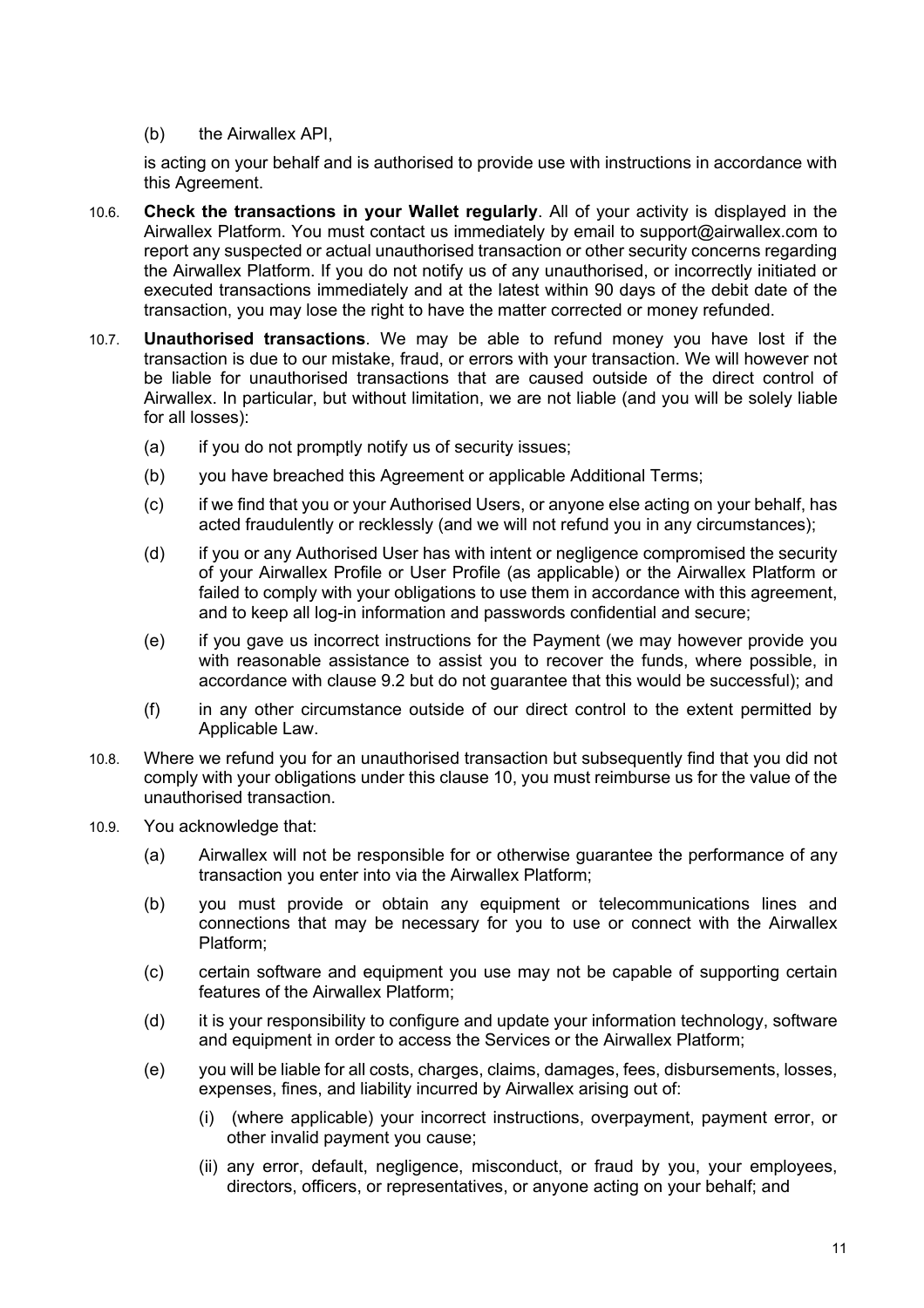(b) the Airwallex API,

is acting on your behalf and is authorised to provide use with instructions in accordance with this Agreement.

10.6. **Check the transactions in your Wallet regularly**. All of your activity is displayed in the Airwallex Platform. You must contact us immediately by email to support@airwallex.com to report any suspected or actual unauthorised transaction or other security concerns regarding the Airwallex Platform. If you do not notify us of any unauthorised, or incorrectly initiated or executed transactions immediately and at the latest within 90 days of the debit date of the transaction, you may lose the right to have the matter corrected or money refunded.

10.7. **Unauthorised transactions**. We may be able to refund money you have lost if the transaction is due to our mistake, fraud, or errors with your transaction. We will however not be liable for unauthorised transactions that are caused outside of the direct control of Airwallex. In particular, but without limitation, we are not liable (and you will be solely liable for all losses):

(a) if you do not promptly notify us of security issues;

(b) you have breached this Agreement or applicable Additional Terms;

(c) if we find that you or your Authorised Users, or anyone else acting on your behalf, has acted fraudulently or recklessly (and we will not refund you in any circumstances);

(d) if you or any Authorised User has with intent or negligence compromised the security of your Airwallex Profile or User Profile (as applicable) or the Airwallex Platform or failed to comply with your obligations to use them in accordance with this agreement, and to keep all log-in information and passwords confidential and secure;

(e) if you gave us incorrect instructions for the Payment (we may however provide you with reasonable assistance to assist you to recover the funds, where possible, in accordance with clause 9.2 but do not guarantee that this would be successful); and

(f) in any other circumstance outside of our direct control to the extent permitted by Applicable Law.

10.8. Where we refund you for an unauthorised transaction but subsequently find that you did not comply with your obligations under this clause 10, you must reimburse us for the value of the unauthorised transaction.

10.9. You acknowledge that:

(a) Airwallex will not be responsible for or otherwise guarantee the performance of any transaction you enter into via the Airwallex Platform;

(b) you must provide or obtain any equipment or telecommunications lines and connections that may be necessary for you to use or connect with the Airwallex Platform;

(c) certain software and equipment you use may not be capable of supporting certain features of the Airwallex Platform;

(d) it is your responsibility to configure and update your information technology, software and equipment in order to access the Services or the Airwallex Platform;

(e) you will be liable for all costs, charges, claims, damages, fees, disbursements, losses, expenses, fines, and liability incurred by Airwallex arising out of:

(i) (where applicable) your incorrect instructions, overpayment, payment error, or other invalid payment you cause;

(ii) any error, default, negligence, misconduct, or fraud by you, your employees, directors, officers, or representatives, or anyone acting on your behalf; and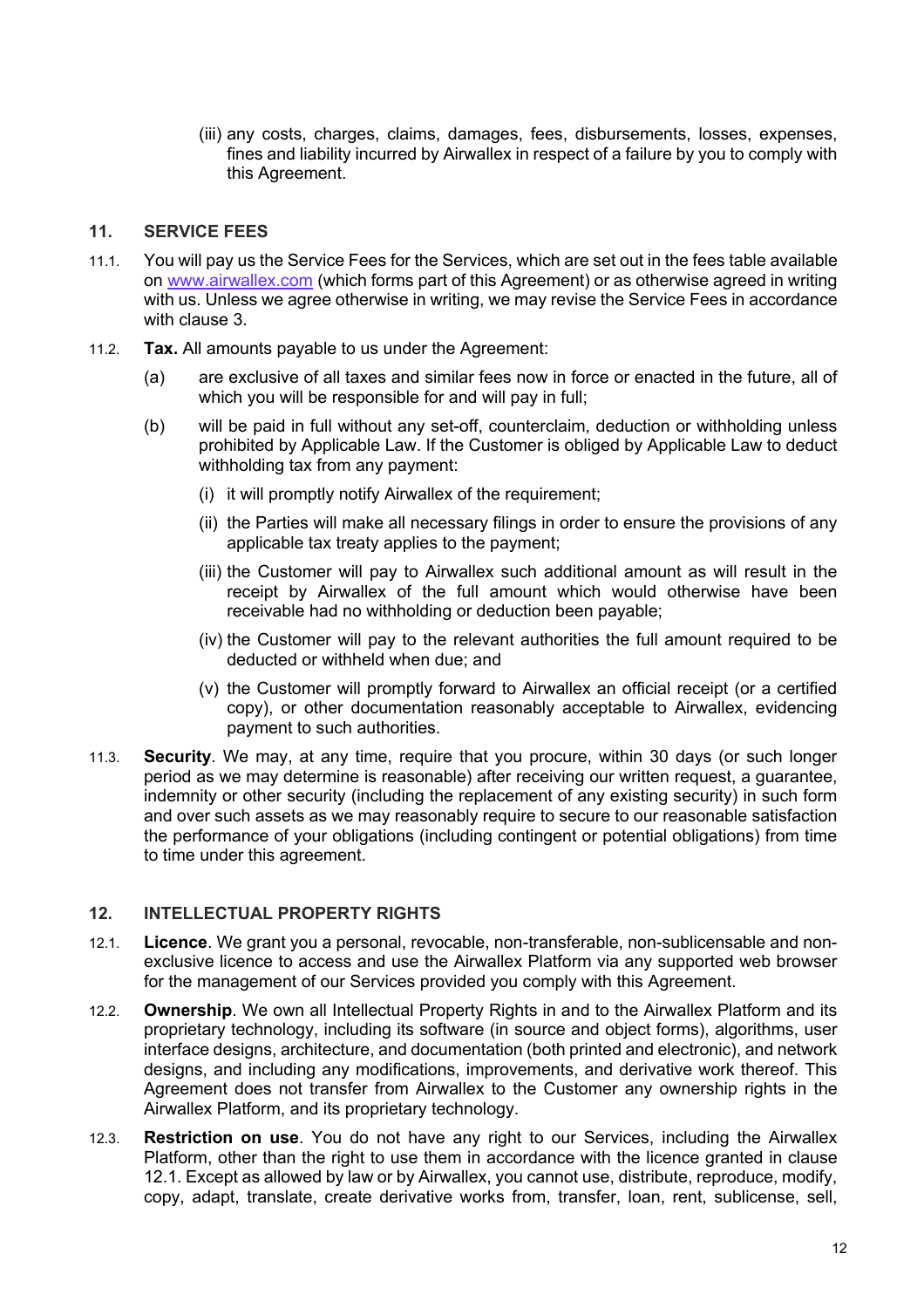(iii) any costs, charges, claims, damages, fees, disbursements, losses, expenses, fines and liability incurred by Airwallex in respect of a failure by you to comply with this Agreement.

## 11. SERVICE FEES

11.1. You will pay us the Service Fees for the Services, which are set out in the fees table available on [www.airwallex.com](http://www.airwallex.com) (which forms part of this Agreement) or as otherwise agreed in writing with us. Unless we agree otherwise in writing, we may revise the Service Fees in accordance with clause 3.

11.2. **Tax.** All amounts payable to us under the Agreement:

(a) are exclusive of all taxes and similar fees now in force or enacted in the future, all of which you will be responsible for and will pay in full;

(b) will be paid in full without any set-off, counterclaim, deduction or withholding unless prohibited by Applicable Law. If the Customer is obliged by Applicable Law to deduct withholding tax from any payment:

(i) it will promptly notify Airwallex of the requirement;

(ii) the Parties will make all necessary filings in order to ensure the provisions of any applicable tax treaty applies to the payment;

(iii) the Customer will pay to Airwallex such additional amount as will result in the receipt by Airwallex of the full amount which would otherwise have been receivable had no withholding or deduction been payable;

(iv) the Customer will pay to the relevant authorities the full amount required to be deducted or withheld when due; and

(v) the Customer will promptly forward to Airwallex an official receipt (or a certified copy), or other documentation reasonably acceptable to Airwallex, evidencing payment to such authorities.

11.3. **Security**. We may, at any time, require that you procure, within 30 days (or such longer period as we may determine is reasonable) after receiving our written request, a guarantee, indemnity or other security (including the replacement of any existing security) in such form and over such assets as we may reasonably require to secure to our reasonable satisfaction the performance of your obligations (including contingent or potential obligations) from time to time under this agreement.

## 12. INTELLECTUAL PROPERTY RIGHTS

12.1. **Licence**. We grant you a personal, revocable, non-transferable, non-sublicensable and non-exclusive licence to access and use the Airwallex Platform via any supported web browser for the management of our Services provided you comply with this Agreement.

12.2. **Ownership**. We own all Intellectual Property Rights in and to the Airwallex Platform and its proprietary technology, including its software (in source and object forms), algorithms, user interface designs, architecture, and documentation (both printed and electronic), and network designs, and including any modifications, improvements, and derivative work thereof. This Agreement does not transfer from Airwallex to the Customer any ownership rights in the Airwallex Platform, and its proprietary technology.

12.3. **Restriction on use**. You do not have any right to our Services, including the Airwallex Platform, other than the right to use them in accordance with the licence granted in clause 12.1. Except as allowed by law or by Airwallex, you cannot use, distribute, reproduce, modify, copy, adapt, translate, create derivative works from, transfer, loan, rent, sublicense, sell,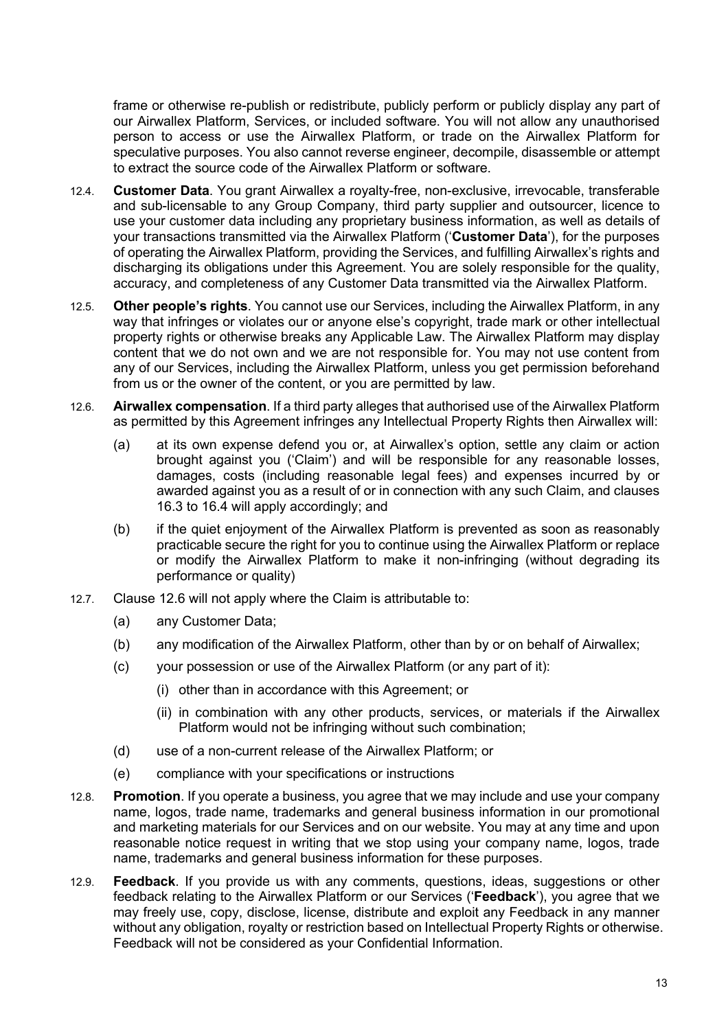frame or otherwise re-publish or redistribute, publicly perform or publicly display any part of our Airwallex Platform, Services, or included software. You will not allow any unauthorised person to access or use the Airwallex Platform, or trade on the Airwallex Platform for speculative purposes. You also cannot reverse engineer, decompile, disassemble or attempt to extract the source code of the Airwallex Platform or software.

12.4. **Customer Data**. You grant Airwallex a royalty-free, non-exclusive, irrevocable, transferable and sub-licensable to any Group Company, third party supplier and outsourcer, licence to use your customer data including any proprietary business information, as well as details of your transactions transmitted via the Airwallex Platform ('**Customer Data**'), for the purposes of operating the Airwallex Platform, providing the Services, and fulfilling Airwallex's rights and discharging its obligations under this Agreement. You are solely responsible for the quality, accuracy, and completeness of any Customer Data transmitted via the Airwallex Platform.

12.5. **Other people's rights**. You cannot use our Services, including the Airwallex Platform, in any way that infringes or violates our or anyone else's copyright, trade mark or other intellectual property rights or otherwise breaks any Applicable Law. The Airwallex Platform may display content that we do not own and we are not responsible for. You may not use content from any of our Services, including the Airwallex Platform, unless you get permission beforehand from us or the owner of the content, or you are permitted by law.

12.6. **Airwallex compensation**. If a third party alleges that authorised use of the Airwallex Platform as permitted by this Agreement infringes any Intellectual Property Rights then Airwallex will:

(a) at its own expense defend you or, at Airwallex's option, settle any claim or action brought against you ('Claim') and will be responsible for any reasonable losses, damages, costs (including reasonable legal fees) and expenses incurred by or awarded against you as a result of or in connection with any such Claim, and clauses 16.3 to 16.4 will apply accordingly; and

(b) if the quiet enjoyment of the Airwallex Platform is prevented as soon as reasonably practicable secure the right for you to continue using the Airwallex Platform or replace or modify the Airwallex Platform to make it non-infringing (without degrading its performance or quality)

12.7. Clause 12.6 will not apply where the Claim is attributable to:

(a) any Customer Data;

(b) any modification of the Airwallex Platform, other than by or on behalf of Airwallex;

(c) your possession or use of the Airwallex Platform (or any part of it):

(i) other than in accordance with this Agreement; or

(ii) in combination with any other products, services, or materials if the Airwallex Platform would not be infringing without such combination;

(d) use of a non-current release of the Airwallex Platform; or

(e) compliance with your specifications or instructions

12.8. **Promotion**. If you operate a business, you agree that we may include and use your company name, logos, trade name, trademarks and general business information in our promotional and marketing materials for our Services and on our website. You may at any time and upon reasonable notice request in writing that we stop using your company name, logos, trade name, trademarks and general business information for these purposes.

12.9. **Feedback**. If you provide us with any comments, questions, ideas, suggestions or other feedback relating to the Airwallex Platform or our Services ('**Feedback**'), you agree that we may freely use, copy, disclose, license, distribute and exploit any Feedback in any manner without any obligation, royalty or restriction based on Intellectual Property Rights or otherwise. Feedback will not be considered as your Confidential Information.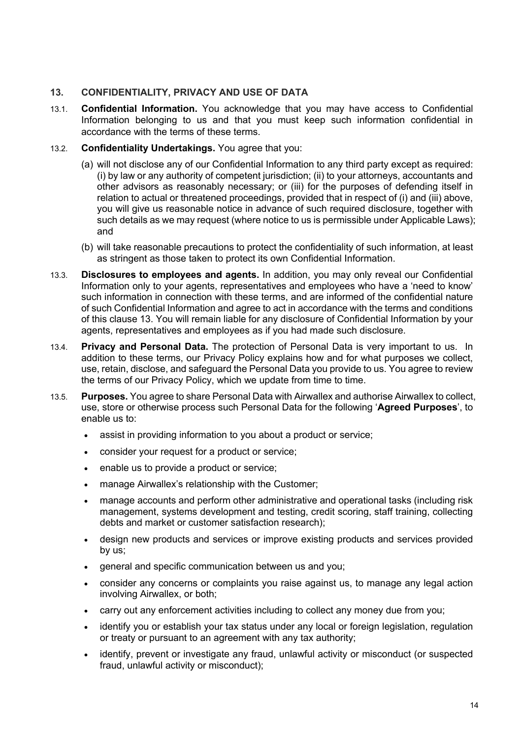## 13. CONFIDENTIALITY, PRIVACY AND USE OF DATA

13.1. **Confidential Information.** You acknowledge that you may have access to Confidential Information belonging to us and that you must keep such information confidential in accordance with the terms of these terms.

13.2. **Confidentiality Undertakings.** You agree that you:

(a) will not disclose any of our Confidential Information to any third party except as required: (i) by law or any authority of competent jurisdiction; (ii) to your attorneys, accountants and other advisors as reasonably necessary; or (iii) for the purposes of defending itself in relation to actual or threatened proceedings, provided that in respect of (i) and (iii) above, you will give us reasonable notice in advance of such required disclosure, together with such details as we may request (where notice to us is permissible under Applicable Laws); and

(b) will take reasonable precautions to protect the confidentiality of such information, at least as stringent as those taken to protect its own Confidential Information.

13.3. **Disclosures to employees and agents.** In addition, you may only reveal our Confidential Information only to your agents, representatives and employees who have a 'need to know' such information in connection with these terms, and are informed of the confidential nature of such Confidential Information and agree to act in accordance with the terms and conditions of this clause 13. You will remain liable for any disclosure of Confidential Information by your agents, representatives and employees as if you had made such disclosure.

13.4. **Privacy and Personal Data.** The protection of Personal Data is very important to us. In addition to these terms, our Privacy Policy explains how and for what purposes we collect, use, retain, disclose, and safeguard the Personal Data you provide to us. You agree to review the terms of our Privacy Policy, which we update from time to time.

13.5. **Purposes.** You agree to share Personal Data with Airwallex and authorise Airwallex to collect, use, store or otherwise process such Personal Data for the following '**Agreed Purposes**', to enable us to:

- assist in providing information to you about a product or service;
- consider your request for a product or service;
- enable us to provide a product or service;
- manage Airwallex's relationship with the Customer;
- manage accounts and perform other administrative and operational tasks (including risk management, systems development and testing, credit scoring, staff training, collecting debts and market or customer satisfaction research);
- design new products and services or improve existing products and services provided by us;
- general and specific communication between us and you;
- consider any concerns or complaints you raise against us, to manage any legal action involving Airwallex, or both;
- carry out any enforcement activities including to collect any money due from you;
- identify you or establish your tax status under any local or foreign legislation, regulation or treaty or pursuant to an agreement with any tax authority;
- identify, prevent or investigate any fraud, unlawful activity or misconduct (or suspected fraud, unlawful activity or misconduct);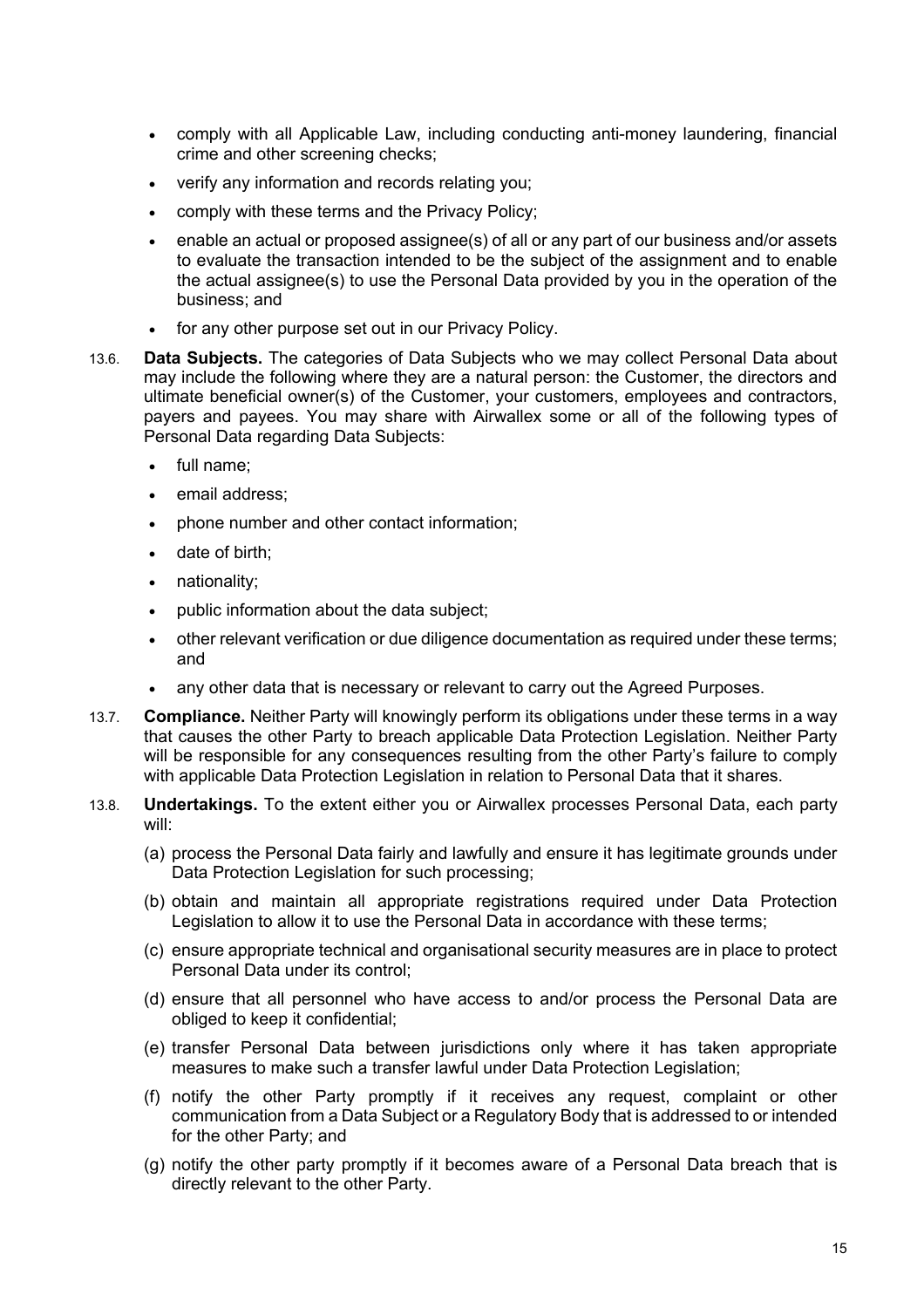- comply with all Applicable Law, including conducting anti-money laundering, financial crime and other screening checks;
- verify any information and records relating you;
- comply with these terms and the Privacy Policy;
- enable an actual or proposed assignee(s) of all or any part of our business and/or assets to evaluate the transaction intended to be the subject of the assignment and to enable the actual assignee(s) to use the Personal Data provided by you in the operation of the business; and
- for any other purpose set out in our Privacy Policy.

13.6. **Data Subjects.** The categories of Data Subjects who we may collect Personal Data about may include the following where they are a natural person: the Customer, the directors and ultimate beneficial owner(s) of the Customer, your customers, employees and contractors, payers and payees. You may share with Airwallex some or all of the following types of Personal Data regarding Data Subjects:

- full name;
- email address;
- phone number and other contact information;
- date of birth;
- nationality;
- public information about the data subject;
- other relevant verification or due diligence documentation as required under these terms; and
- any other data that is necessary or relevant to carry out the Agreed Purposes.

13.7. **Compliance.** Neither Party will knowingly perform its obligations under these terms in a way that causes the other Party to breach applicable Data Protection Legislation. Neither Party will be responsible for any consequences resulting from the other Party's failure to comply with applicable Data Protection Legislation in relation to Personal Data that it shares.

13.8. **Undertakings.** To the extent either you or Airwallex processes Personal Data, each party will:

(a) process the Personal Data fairly and lawfully and ensure it has legitimate grounds under Data Protection Legislation for such processing;

(b) obtain and maintain all appropriate registrations required under Data Protection Legislation to allow it to use the Personal Data in accordance with these terms;

(c) ensure appropriate technical and organisational security measures are in place to protect Personal Data under its control;

(d) ensure that all personnel who have access to and/or process the Personal Data are obliged to keep it confidential;

(e) transfer Personal Data between jurisdictions only where it has taken appropriate measures to make such a transfer lawful under Data Protection Legislation;

(f) notify the other Party promptly if it receives any request, complaint or other communication from a Data Subject or a Regulatory Body that is addressed to or intended for the other Party; and

(g) notify the other party promptly if it becomes aware of a Personal Data breach that is directly relevant to the other Party.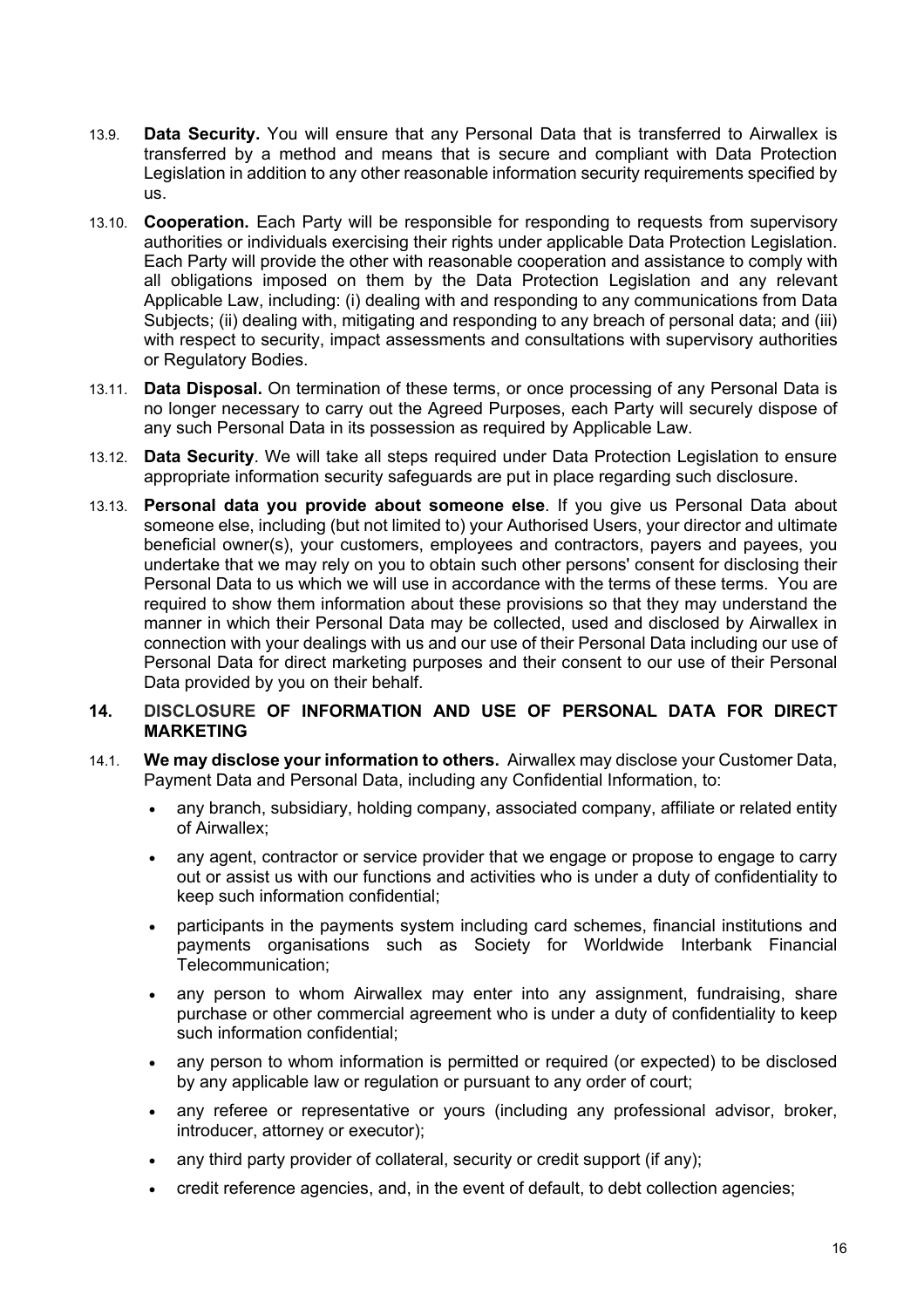13.9. **Data Security.** You will ensure that any Personal Data that is transferred to Airwallex is transferred by a method and means that is secure and compliant with Data Protection Legislation in addition to any other reasonable information security requirements specified by us.

13.10. **Cooperation.** Each Party will be responsible for responding to requests from supervisory authorities or individuals exercising their rights under applicable Data Protection Legislation. Each Party will provide the other with reasonable cooperation and assistance to comply with all obligations imposed on them by the Data Protection Legislation and any relevant Applicable Law, including: (i) dealing with and responding to any communications from Data Subjects; (ii) dealing with, mitigating and responding to any breach of personal data; and (iii) with respect to security, impact assessments and consultations with supervisory authorities or Regulatory Bodies.

13.11. **Data Disposal.** On termination of these terms, or once processing of any Personal Data is no longer necessary to carry out the Agreed Purposes, each Party will securely dispose of any such Personal Data in its possession as required by Applicable Law.

13.12. **Data Security**. We will take all steps required under Data Protection Legislation to ensure appropriate information security safeguards are put in place regarding such disclosure.

13.13. **Personal data you provide about someone else**. If you give us Personal Data about someone else, including (but not limited to) your Authorised Users, your director and ultimate beneficial owner(s), your customers, employees and contractors, payers and payees, you undertake that we may rely on you to obtain such other persons' consent for disclosing their Personal Data to us which we will use in accordance with the terms of these terms. You are required to show them information about these provisions so that they may understand the manner in which their Personal Data may be collected, used and disclosed by Airwallex in connection with your dealings with us and our use of their Personal Data including our use of Personal Data for direct marketing purposes and their consent to our use of their Personal Data provided by you on their behalf.

## 14. DISCLOSURE OF INFORMATION AND USE OF PERSONAL DATA FOR DIRECT MARKETING

14.1. **We may disclose your information to others.** Airwallex may disclose your Customer Data, Payment Data and Personal Data, including any Confidential Information, to:

- any branch, subsidiary, holding company, associated company, affiliate or related entity of Airwallex;
- any agent, contractor or service provider that we engage or propose to engage to carry out or assist us with our functions and activities who is under a duty of confidentiality to keep such information confidential;
- participants in the payments system including card schemes, financial institutions and payments organisations such as Society for Worldwide Interbank Financial Telecommunication;
- any person to whom Airwallex may enter into any assignment, fundraising, share purchase or other commercial agreement who is under a duty of confidentiality to keep such information confidential;
- any person to whom information is permitted or required (or expected) to be disclosed by any applicable law or regulation or pursuant to any order of court;
- any referee or representative or yours (including any professional advisor, broker, introducer, attorney or executor);
- any third party provider of collateral, security or credit support (if any);
- credit reference agencies, and, in the event of default, to debt collection agencies;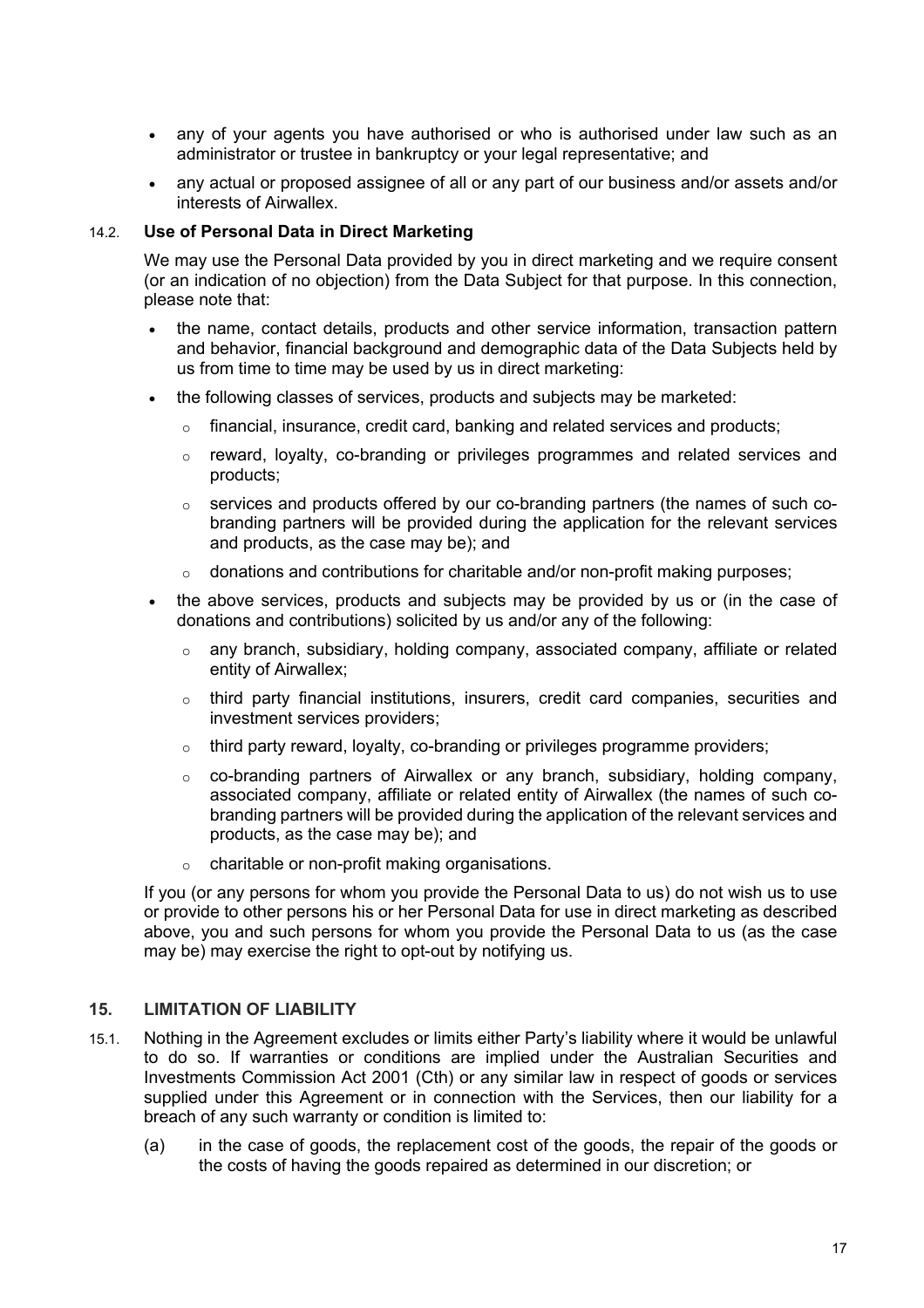- any of your agents you have authorised or who is authorised under law such as an administrator or trustee in bankruptcy or your legal representative; and
- any actual or proposed assignee of all or any part of our business and/or assets and/or interests of Airwallex.

14.2. **Use of Personal Data in Direct Marketing**

We may use the Personal Data provided by you in direct marketing and we require consent (or an indication of no objection) from the Data Subject for that purpose. In this connection, please note that:

- the name, contact details, products and other service information, transaction pattern and behavior, financial background and demographic data of the Data Subjects held by us from time to time may be used by us in direct marketing:
- the following classes of services, products and subjects may be marketed:
  - financial, insurance, credit card, banking and related services and products;
  - reward, loyalty, co-branding or privileges programmes and related services and products;
  - services and products offered by our co-branding partners (the names of such co-branding partners will be provided during the application for the relevant services and products, as the case may be); and
  - donations and contributions for charitable and/or non-profit making purposes;
- the above services, products and subjects may be provided by us or (in the case of donations and contributions) solicited by us and/or any of the following:
  - any branch, subsidiary, holding company, associated company, affiliate or related entity of Airwallex;
  - third party financial institutions, insurers, credit card companies, securities and investment services providers;
  - third party reward, loyalty, co-branding or privileges programme providers;
  - co-branding partners of Airwallex or any branch, subsidiary, holding company, associated company, affiliate or related entity of Airwallex (the names of such co-branding partners will be provided during the application of the relevant services and products, as the case may be); and
  - charitable or non-profit making organisations.

If you (or any persons for whom you provide the Personal Data to us) do not wish us to use or provide to other persons his or her Personal Data for use in direct marketing as described above, you and such persons for whom you provide the Personal Data to us (as the case may be) may exercise the right to opt-out by notifying us.

## 15. LIMITATION OF LIABILITY

15.1. Nothing in the Agreement excludes or limits either Party's liability where it would be unlawful to do so. If warranties or conditions are implied under the Australian Securities and Investments Commission Act 2001 (Cth) or any similar law in respect of goods or services supplied under this Agreement or in connection with the Services, then our liability for a breach of any such warranty or condition is limited to:

(a) in the case of goods, the replacement cost of the goods, the repair of the goods or the costs of having the goods repaired as determined in our discretion; or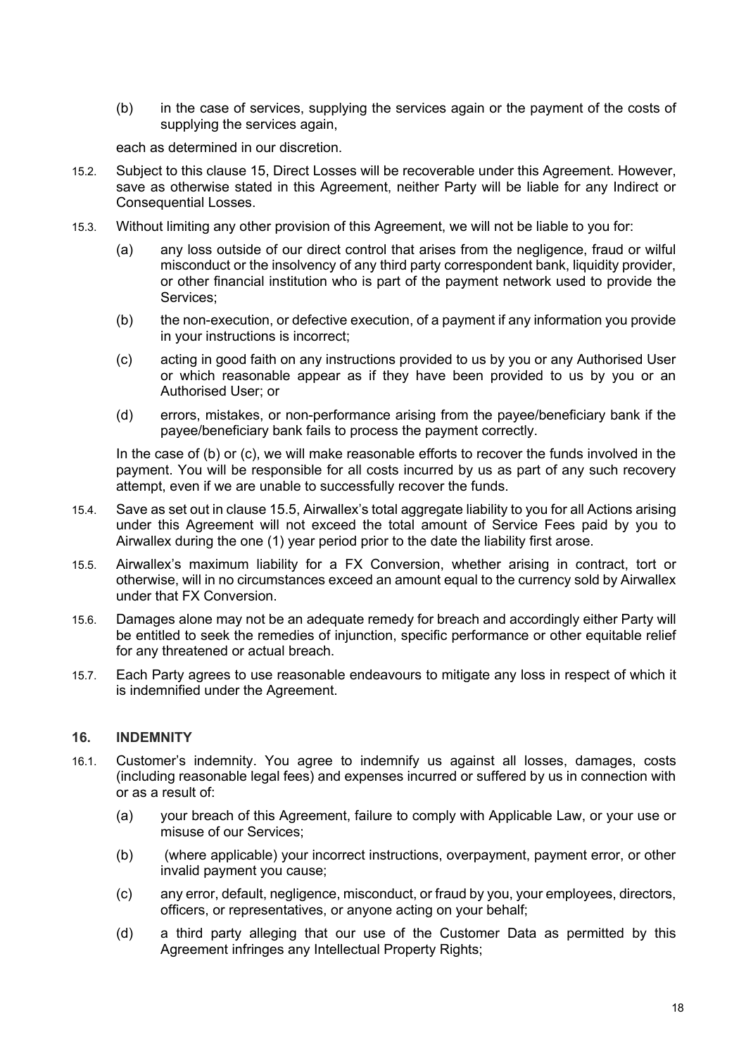(b) in the case of services, supplying the services again or the payment of the costs of supplying the services again,

each as determined in our discretion.

15.2. Subject to this clause 15, Direct Losses will be recoverable under this Agreement. However, save as otherwise stated in this Agreement, neither Party will be liable for any Indirect or Consequential Losses.

15.3. Without limiting any other provision of this Agreement, we will not be liable to you for:

(a) any loss outside of our direct control that arises from the negligence, fraud or wilful misconduct or the insolvency of any third party correspondent bank, liquidity provider, or other financial institution who is part of the payment network used to provide the Services;

(b) the non-execution, or defective execution, of a payment if any information you provide in your instructions is incorrect;

(c) acting in good faith on any instructions provided to us by you or any Authorised User or which reasonable appear as if they have been provided to us by you or an Authorised User; or

(d) errors, mistakes, or non-performance arising from the payee/beneficiary bank if the payee/beneficiary bank fails to process the payment correctly.

In the case of (b) or (c), we will make reasonable efforts to recover the funds involved in the payment. You will be responsible for all costs incurred by us as part of any such recovery attempt, even if we are unable to successfully recover the funds.

15.4. Save as set out in clause 15.5, Airwallex's total aggregate liability to you for all Actions arising under this Agreement will not exceed the total amount of Service Fees paid by you to Airwallex during the one (1) year period prior to the date the liability first arose.

15.5. Airwallex's maximum liability for a FX Conversion, whether arising in contract, tort or otherwise, will in no circumstances exceed an amount equal to the currency sold by Airwallex under that FX Conversion.

15.6. Damages alone may not be an adequate remedy for breach and accordingly either Party will be entitled to seek the remedies of injunction, specific performance or other equitable relief for any threatened or actual breach.

15.7. Each Party agrees to use reasonable endeavours to mitigate any loss in respect of which it is indemnified under the Agreement.

## 16. INDEMNITY

16.1. Customer's indemnity. You agree to indemnify us against all losses, damages, costs (including reasonable legal fees) and expenses incurred or suffered by us in connection with or as a result of:

(a) your breach of this Agreement, failure to comply with Applicable Law, or your use or misuse of our Services;

(b) (where applicable) your incorrect instructions, overpayment, payment error, or other invalid payment you cause;

(c) any error, default, negligence, misconduct, or fraud by you, your employees, directors, officers, or representatives, or anyone acting on your behalf;

(d) a third party alleging that our use of the Customer Data as permitted by this Agreement infringes any Intellectual Property Rights;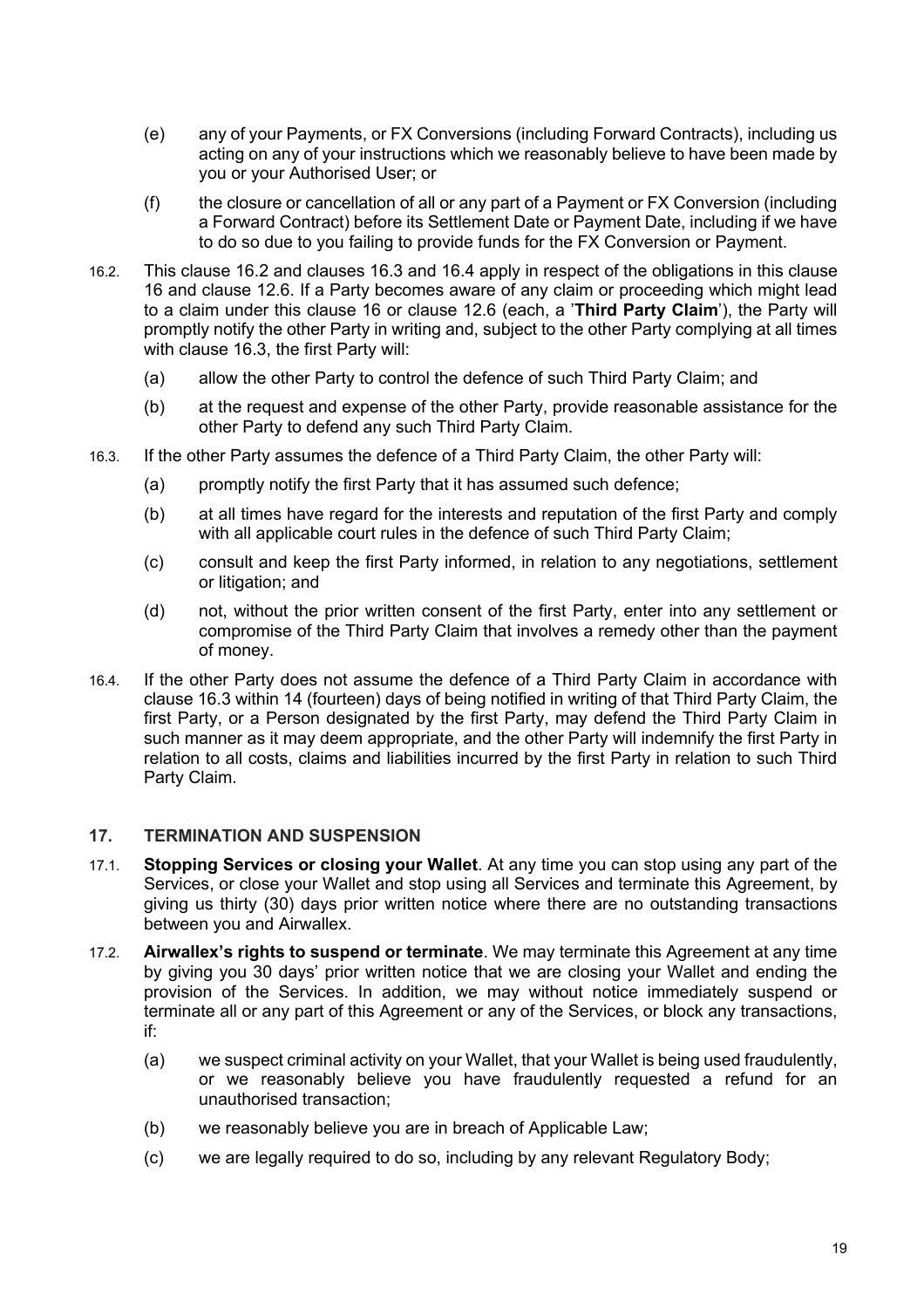(e) any of your Payments, or FX Conversions (including Forward Contracts), including us acting on any of your instructions which we reasonably believe to have been made by you or your Authorised User; or

(f) the closure or cancellation of all or any part of a Payment or FX Conversion (including a Forward Contract) before its Settlement Date or Payment Date, including if we have to do so due to you failing to provide funds for the FX Conversion or Payment.

16.2. This clause 16.2 and clauses 16.3 and 16.4 apply in respect of the obligations in this clause 16 and clause 12.6. If a Party becomes aware of any claim or proceeding which might lead to a claim under this clause 16 or clause 12.6 (each, a '**Third Party Claim**'), the Party will promptly notify the other Party in writing and, subject to the other Party complying at all times with clause 16.3, the first Party will:

(a) allow the other Party to control the defence of such Third Party Claim; and

(b) at the request and expense of the other Party, provide reasonable assistance for the other Party to defend any such Third Party Claim.

16.3. If the other Party assumes the defence of a Third Party Claim, the other Party will:

(a) promptly notify the first Party that it has assumed such defence;

(b) at all times have regard for the interests and reputation of the first Party and comply with all applicable court rules in the defence of such Third Party Claim;

(c) consult and keep the first Party informed, in relation to any negotiations, settlement or litigation; and

(d) not, without the prior written consent of the first Party, enter into any settlement or compromise of the Third Party Claim that involves a remedy other than the payment of money.

16.4. If the other Party does not assume the defence of a Third Party Claim in accordance with clause 16.3 within 14 (fourteen) days of being notified in writing of that Third Party Claim, the first Party, or a Person designated by the first Party, may defend the Third Party Claim in such manner as it may deem appropriate, and the other Party will indemnify the first Party in relation to all costs, claims and liabilities incurred by the first Party in relation to such Third Party Claim.

## 17. TERMINATION AND SUSPENSION

17.1. **Stopping Services or closing your Wallet**. At any time you can stop using any part of the Services, or close your Wallet and stop using all Services and terminate this Agreement, by giving us thirty (30) days prior written notice where there are no outstanding transactions between you and Airwallex.

17.2. **Airwallex's rights to suspend or terminate**. We may terminate this Agreement at any time by giving you 30 days' prior written notice that we are closing your Wallet and ending the provision of the Services. In addition, we may without notice immediately suspend or terminate all or any part of this Agreement or any of the Services, or block any transactions, if:

(a) we suspect criminal activity on your Wallet, that your Wallet is being used fraudulently, or we reasonably believe you have fraudulently requested a refund for an unauthorised transaction;

(b) we reasonably believe you are in breach of Applicable Law;

(c) we are legally required to do so, including by any relevant Regulatory Body;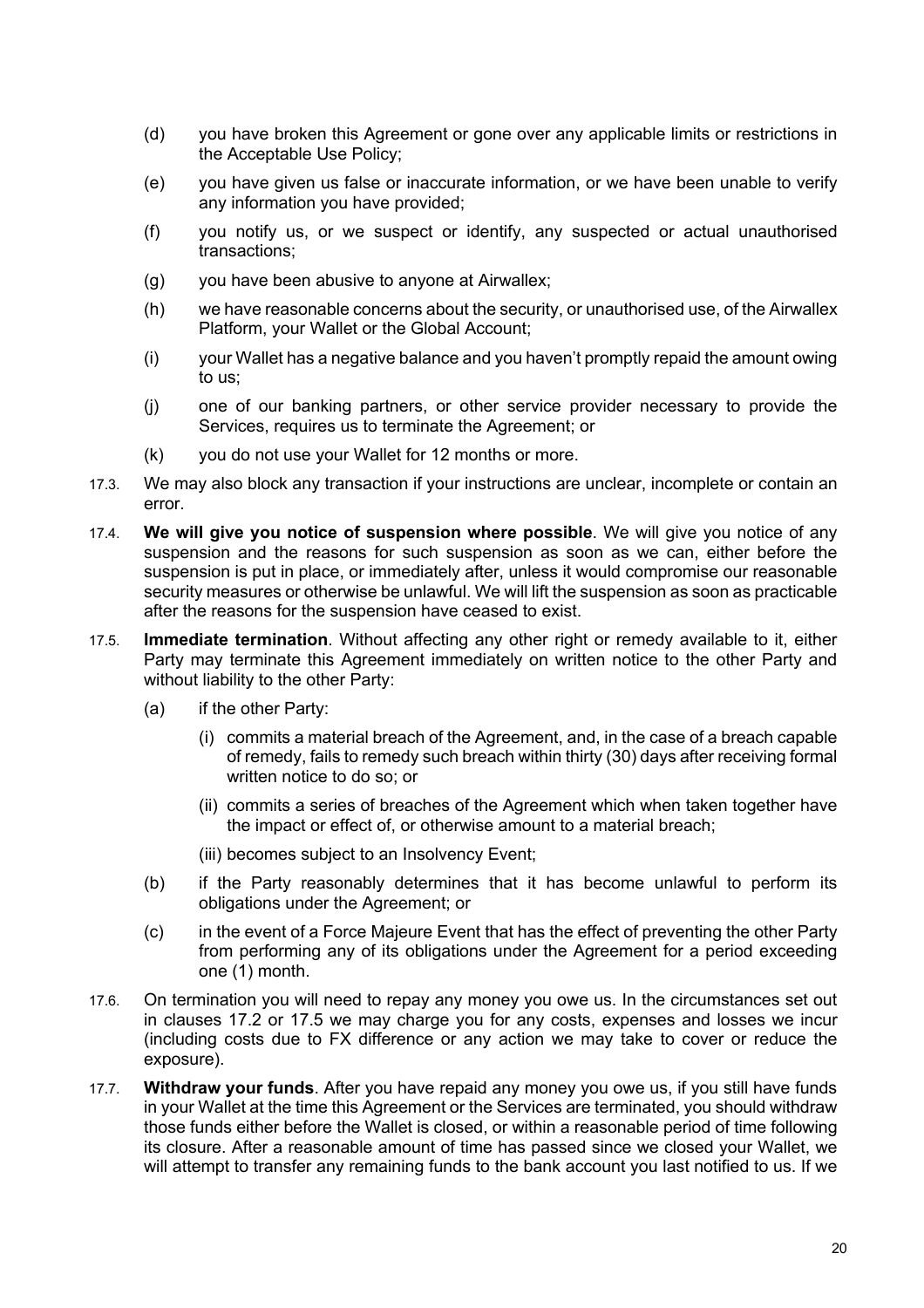(d) you have broken this Agreement or gone over any applicable limits or restrictions in the Acceptable Use Policy;

(e) you have given us false or inaccurate information, or we have been unable to verify any information you have provided;

(f) you notify us, or we suspect or identify, any suspected or actual unauthorised transactions;

(g) you have been abusive to anyone at Airwallex;

(h) we have reasonable concerns about the security, or unauthorised use, of the Airwallex Platform, your Wallet or the Global Account;

(i) your Wallet has a negative balance and you haven't promptly repaid the amount owing to us;

(j) one of our banking partners, or other service provider necessary to provide the Services, requires us to terminate the Agreement; or

(k) you do not use your Wallet for 12 months or more.

17.3. We may also block any transaction if your instructions are unclear, incomplete or contain an error.

17.4. **We will give you notice of suspension where possible**. We will give you notice of any suspension and the reasons for such suspension as soon as we can, either before the suspension is put in place, or immediately after, unless it would compromise our reasonable security measures or otherwise be unlawful. We will lift the suspension as soon as practicable after the reasons for the suspension have ceased to exist.

17.5. **Immediate termination**. Without affecting any other right or remedy available to it, either Party may terminate this Agreement immediately on written notice to the other Party and without liability to the other Party:

(a) if the other Party:

(i) commits a material breach of the Agreement, and, in the case of a breach capable of remedy, fails to remedy such breach within thirty (30) days after receiving formal written notice to do so; or

(ii) commits a series of breaches of the Agreement which when taken together have the impact or effect of, or otherwise amount to a material breach;

(iii) becomes subject to an Insolvency Event;

(b) if the Party reasonably determines that it has become unlawful to perform its obligations under the Agreement; or

(c) in the event of a Force Majeure Event that has the effect of preventing the other Party from performing any of its obligations under the Agreement for a period exceeding one (1) month.

17.6. On termination you will need to repay any money you owe us. In the circumstances set out in clauses 17.2 or 17.5 we may charge you for any costs, expenses and losses we incur (including costs due to FX difference or any action we may take to cover or reduce the exposure).

17.7. **Withdraw your funds**. After you have repaid any money you owe us, if you still have funds in your Wallet at the time this Agreement or the Services are terminated, you should withdraw those funds either before the Wallet is closed, or within a reasonable period of time following its closure. After a reasonable amount of time has passed since we closed your Wallet, we will attempt to transfer any remaining funds to the bank account you last notified to us. If we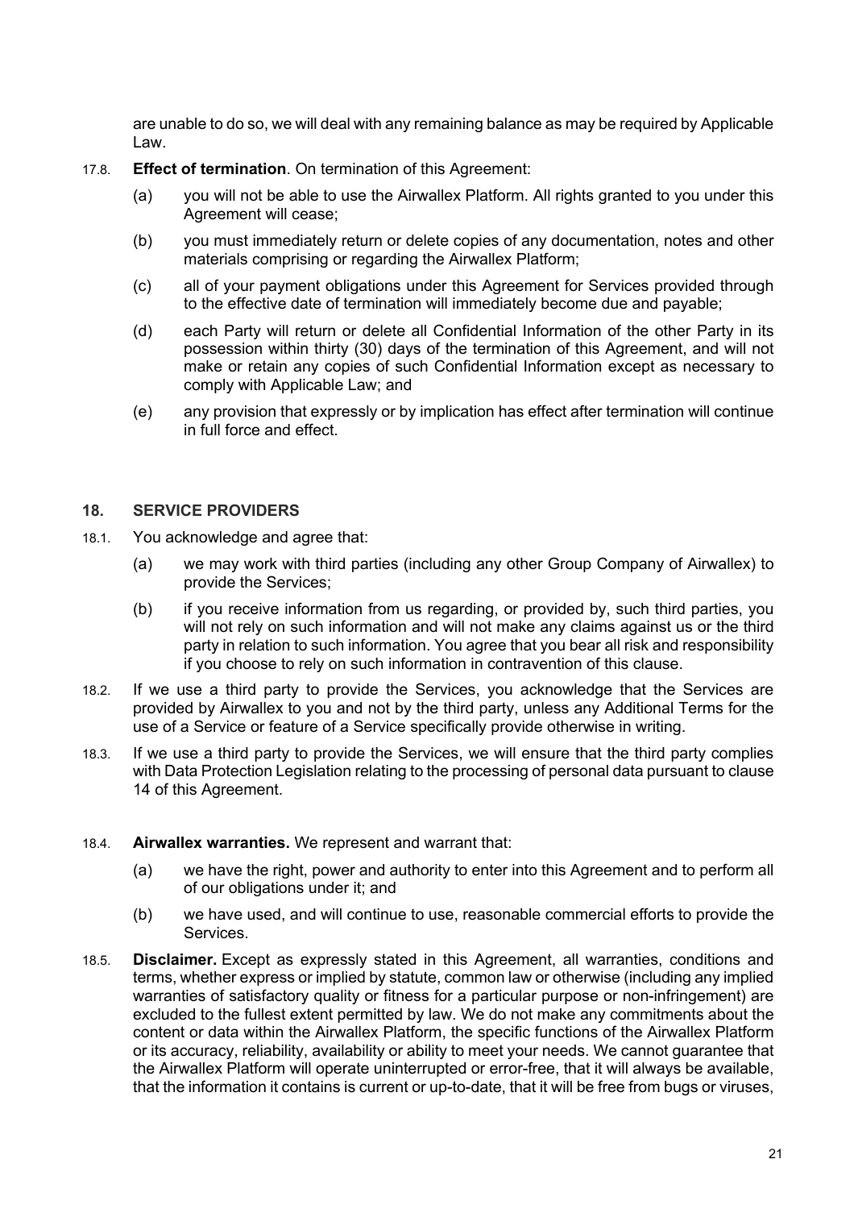are unable to do so, we will deal with any remaining balance as may be required by Applicable Law.

17.8. **Effect of termination**. On termination of this Agreement:

(a) you will not be able to use the Airwallex Platform. All rights granted to you under this Agreement will cease;

(b) you must immediately return or delete copies of any documentation, notes and other materials comprising or regarding the Airwallex Platform;

(c) all of your payment obligations under this Agreement for Services provided through to the effective date of termination will immediately become due and payable;

(d) each Party will return or delete all Confidential Information of the other Party in its possession within thirty (30) days of the termination of this Agreement, and will not make or retain any copies of such Confidential Information except as necessary to comply with Applicable Law; and

(e) any provision that expressly or by implication has effect after termination will continue in full force and effect.

## 18. SERVICE PROVIDERS

18.1. You acknowledge and agree that:

(a) we may work with third parties (including any other Group Company of Airwallex) to provide the Services;

(b) if you receive information from us regarding, or provided by, such third parties, you will not rely on such information and will not make any claims against us or the third party in relation to such information. You agree that you bear all risk and responsibility if you choose to rely on such information in contravention of this clause.

18.2. If we use a third party to provide the Services, you acknowledge that the Services are provided by Airwallex to you and not by the third party, unless any Additional Terms for the use of a Service or feature of a Service specifically provide otherwise in writing.

18.3. If we use a third party to provide the Services, we will ensure that the third party complies with Data Protection Legislation relating to the processing of personal data pursuant to clause 14 of this Agreement.

18.4. **Airwallex warranties.** We represent and warrant that:

(a) we have the right, power and authority to enter into this Agreement and to perform all of our obligations under it; and

(b) we have used, and will continue to use, reasonable commercial efforts to provide the Services.

18.5. **Disclaimer.** Except as expressly stated in this Agreement, all warranties, conditions and terms, whether express or implied by statute, common law or otherwise (including any implied warranties of satisfactory quality or fitness for a particular purpose or non-infringement) are excluded to the fullest extent permitted by law. We do not make any commitments about the content or data within the Airwallex Platform, the specific functions of the Airwallex Platform or its accuracy, reliability, availability or ability to meet your needs. We cannot guarantee that the Airwallex Platform will operate uninterrupted or error-free, that it will always be available, that the information it contains is current or up-to-date, that it will be free from bugs or viruses,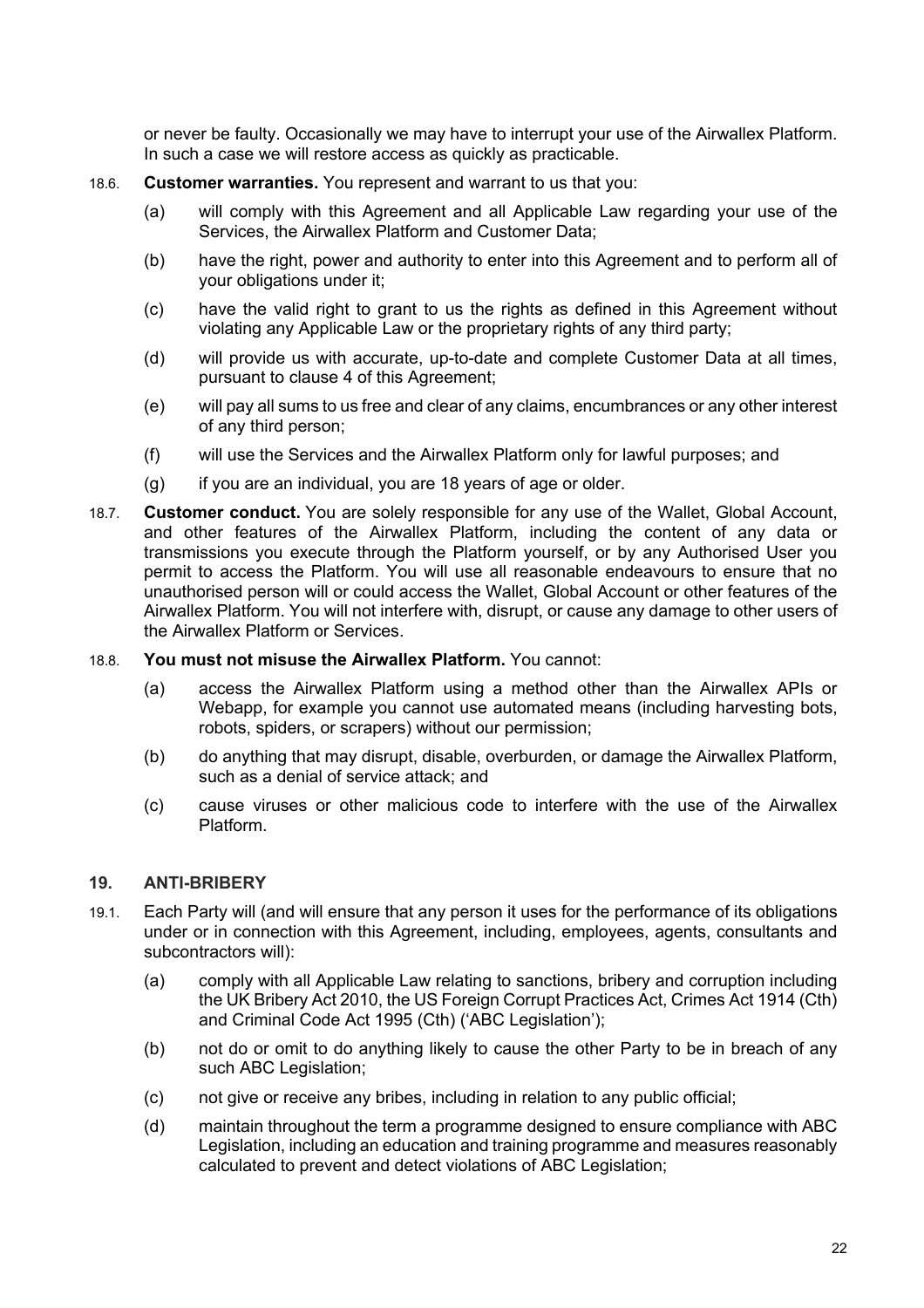or never be faulty. Occasionally we may have to interrupt your use of the Airwallex Platform. In such a case we will restore access as quickly as practicable.

18.6. **Customer warranties.** You represent and warrant to us that you:

(a) will comply with this Agreement and all Applicable Law regarding your use of the Services, the Airwallex Platform and Customer Data;

(b) have the right, power and authority to enter into this Agreement and to perform all of your obligations under it;

(c) have the valid right to grant to us the rights as defined in this Agreement without violating any Applicable Law or the proprietary rights of any third party;

(d) will provide us with accurate, up-to-date and complete Customer Data at all times, pursuant to clause 4 of this Agreement;

(e) will pay all sums to us free and clear of any claims, encumbrances or any other interest of any third person;

(f) will use the Services and the Airwallex Platform only for lawful purposes; and

(g) if you are an individual, you are 18 years of age or older.

18.7. **Customer conduct.** You are solely responsible for any use of the Wallet, Global Account, and other features of the Airwallex Platform, including the content of any data or transmissions you execute through the Platform yourself, or by any Authorised User you permit to access the Platform. You will use all reasonable endeavours to ensure that no unauthorised person will or could access the Wallet, Global Account or other features of the Airwallex Platform. You will not interfere with, disrupt, or cause any damage to other users of the Airwallex Platform or Services.

18.8. **You must not misuse the Airwallex Platform.** You cannot:

(a) access the Airwallex Platform using a method other than the Airwallex APIs or Webapp, for example you cannot use automated means (including harvesting bots, robots, spiders, or scrapers) without our permission;

(b) do anything that may disrupt, disable, overburden, or damage the Airwallex Platform, such as a denial of service attack; and

(c) cause viruses or other malicious code to interfere with the use of the Airwallex Platform.

## 19. ANTI-BRIBERY

19.1. Each Party will (and will ensure that any person it uses for the performance of its obligations under or in connection with this Agreement, including, employees, agents, consultants and subcontractors will):

(a) comply with all Applicable Law relating to sanctions, bribery and corruption including the UK Bribery Act 2010, the US Foreign Corrupt Practices Act, Crimes Act 1914 (Cth) and Criminal Code Act 1995 (Cth) ('ABC Legislation');

(b) not do or omit to do anything likely to cause the other Party to be in breach of any such ABC Legislation;

(c) not give or receive any bribes, including in relation to any public official;

(d) maintain throughout the term a programme designed to ensure compliance with ABC Legislation, including an education and training programme and measures reasonably calculated to prevent and detect violations of ABC Legislation;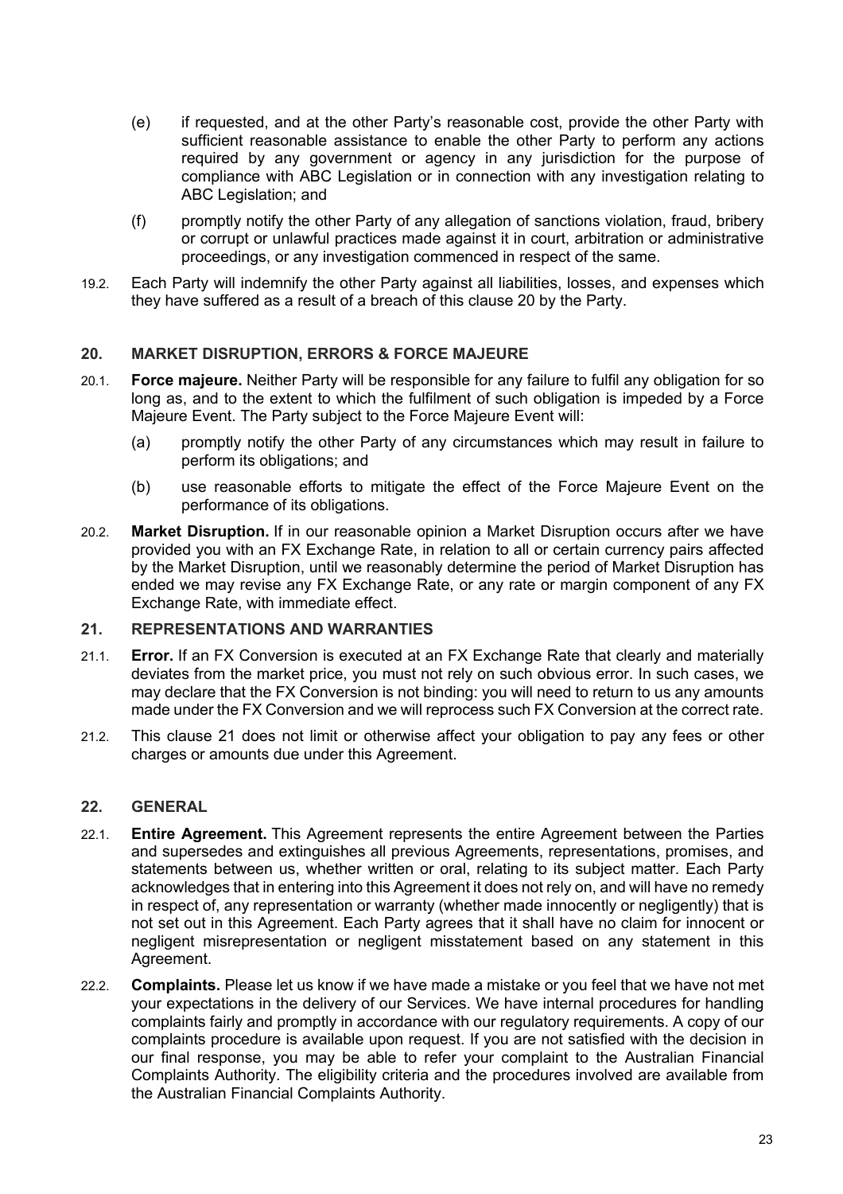(e) if requested, and at the other Party's reasonable cost, provide the other Party with sufficient reasonable assistance to enable the other Party to perform any actions required by any government or agency in any jurisdiction for the purpose of compliance with ABC Legislation or in connection with any investigation relating to ABC Legislation; and

(f) promptly notify the other Party of any allegation of sanctions violation, fraud, bribery or corrupt or unlawful practices made against it in court, arbitration or administrative proceedings, or any investigation commenced in respect of the same.

19.2. Each Party will indemnify the other Party against all liabilities, losses, and expenses which they have suffered as a result of a breach of this clause 20 by the Party.

## 20. MARKET DISRUPTION, ERRORS & FORCE MAJEURE

20.1. **Force majeure.** Neither Party will be responsible for any failure to fulfil any obligation for so long as, and to the extent to which the fulfilment of such obligation is impeded by a Force Majeure Event. The Party subject to the Force Majeure Event will:

(a) promptly notify the other Party of any circumstances which may result in failure to perform its obligations; and

(b) use reasonable efforts to mitigate the effect of the Force Majeure Event on the performance of its obligations.

20.2. **Market Disruption.** If in our reasonable opinion a Market Disruption occurs after we have provided you with an FX Exchange Rate, in relation to all or certain currency pairs affected by the Market Disruption, until we reasonably determine the period of Market Disruption has ended we may revise any FX Exchange Rate, or any rate or margin component of any FX Exchange Rate, with immediate effect.

## 21. REPRESENTATIONS AND WARRANTIES

21.1. **Error.** If an FX Conversion is executed at an FX Exchange Rate that clearly and materially deviates from the market price, you must not rely on such obvious error. In such cases, we may declare that the FX Conversion is not binding: you will need to return to us any amounts made under the FX Conversion and we will reprocess such FX Conversion at the correct rate.

21.2. This clause 21 does not limit or otherwise affect your obligation to pay any fees or other charges or amounts due under this Agreement.

## 22. GENERAL

22.1. **Entire Agreement.** This Agreement represents the entire Agreement between the Parties and supersedes and extinguishes all previous Agreements, representations, promises, and statements between us, whether written or oral, relating to its subject matter. Each Party acknowledges that in entering into this Agreement it does not rely on, and will have no remedy in respect of, any representation or warranty (whether made innocently or negligently) that is not set out in this Agreement. Each Party agrees that it shall have no claim for innocent or negligent misrepresentation or negligent misstatement based on any statement in this Agreement.

22.2. **Complaints.** Please let us know if we have made a mistake or you feel that we have not met your expectations in the delivery of our Services. We have internal procedures for handling complaints fairly and promptly in accordance with our regulatory requirements. A copy of our complaints procedure is available upon request. If you are not satisfied with the decision in our final response, you may be able to refer your complaint to the Australian Financial Complaints Authority. The eligibility criteria and the procedures involved are available from the Australian Financial Complaints Authority.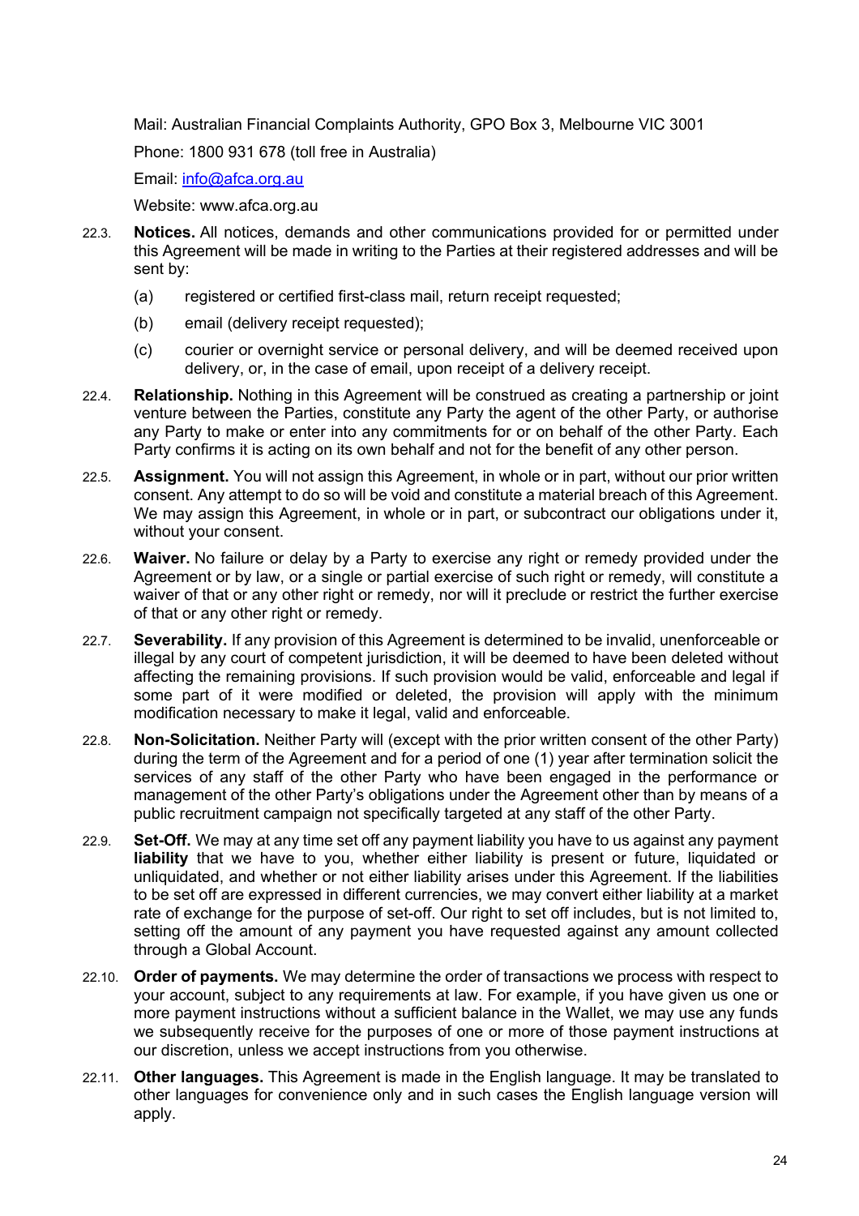Mail: Australian Financial Complaints Authority, GPO Box 3, Melbourne VIC 3001

Phone: 1800 931 678 (toll free in Australia)

Email: info@afca.org.au

Website: www.afca.org.au

22.3. **Notices.** All notices, demands and other communications provided for or permitted under this Agreement will be made in writing to the Parties at their registered addresses and will be sent by:

(a) registered or certified first-class mail, return receipt requested;

(b) email (delivery receipt requested);

(c) courier or overnight service or personal delivery, and will be deemed received upon delivery, or, in the case of email, upon receipt of a delivery receipt.

22.4. **Relationship.** Nothing in this Agreement will be construed as creating a partnership or joint venture between the Parties, constitute any Party the agent of the other Party, or authorise any Party to make or enter into any commitments for or on behalf of the other Party. Each Party confirms it is acting on its own behalf and not for the benefit of any other person.

22.5. **Assignment.** You will not assign this Agreement, in whole or in part, without our prior written consent. Any attempt to do so will be void and constitute a material breach of this Agreement. We may assign this Agreement, in whole or in part, or subcontract our obligations under it, without your consent.

22.6. **Waiver.** No failure or delay by a Party to exercise any right or remedy provided under the Agreement or by law, or a single or partial exercise of such right or remedy, will constitute a waiver of that or any other right or remedy, nor will it preclude or restrict the further exercise of that or any other right or remedy.

22.7. **Severability.** If any provision of this Agreement is determined to be invalid, unenforceable or illegal by any court of competent jurisdiction, it will be deemed to have been deleted without affecting the remaining provisions. If such provision would be valid, enforceable and legal if some part of it were modified or deleted, the provision will apply with the minimum modification necessary to make it legal, valid and enforceable.

22.8. **Non-Solicitation.** Neither Party will (except with the prior written consent of the other Party) during the term of the Agreement and for a period of one (1) year after termination solicit the services of any staff of the other Party who have been engaged in the performance or management of the other Party's obligations under the Agreement other than by means of a public recruitment campaign not specifically targeted at any staff of the other Party.

22.9. **Set-Off.** We may at any time set off any payment liability you have to us against any payment **liability** that we have to you, whether either liability is present or future, liquidated or unliquidated, and whether or not either liability arises under this Agreement. If the liabilities to be set off are expressed in different currencies, we may convert either liability at a market rate of exchange for the purpose of set-off. Our right to set off includes, but is not limited to, setting off the amount of any payment you have requested against any amount collected through a Global Account.

22.10. **Order of payments.** We may determine the order of transactions we process with respect to your account, subject to any requirements at law. For example, if you have given us one or more payment instructions without a sufficient balance in the Wallet, we may use any funds we subsequently receive for the purposes of one or more of those payment instructions at our discretion, unless we accept instructions from you otherwise.

22.11. **Other languages.** This Agreement is made in the English language. It may be translated to other languages for convenience only and in such cases the English language version will apply.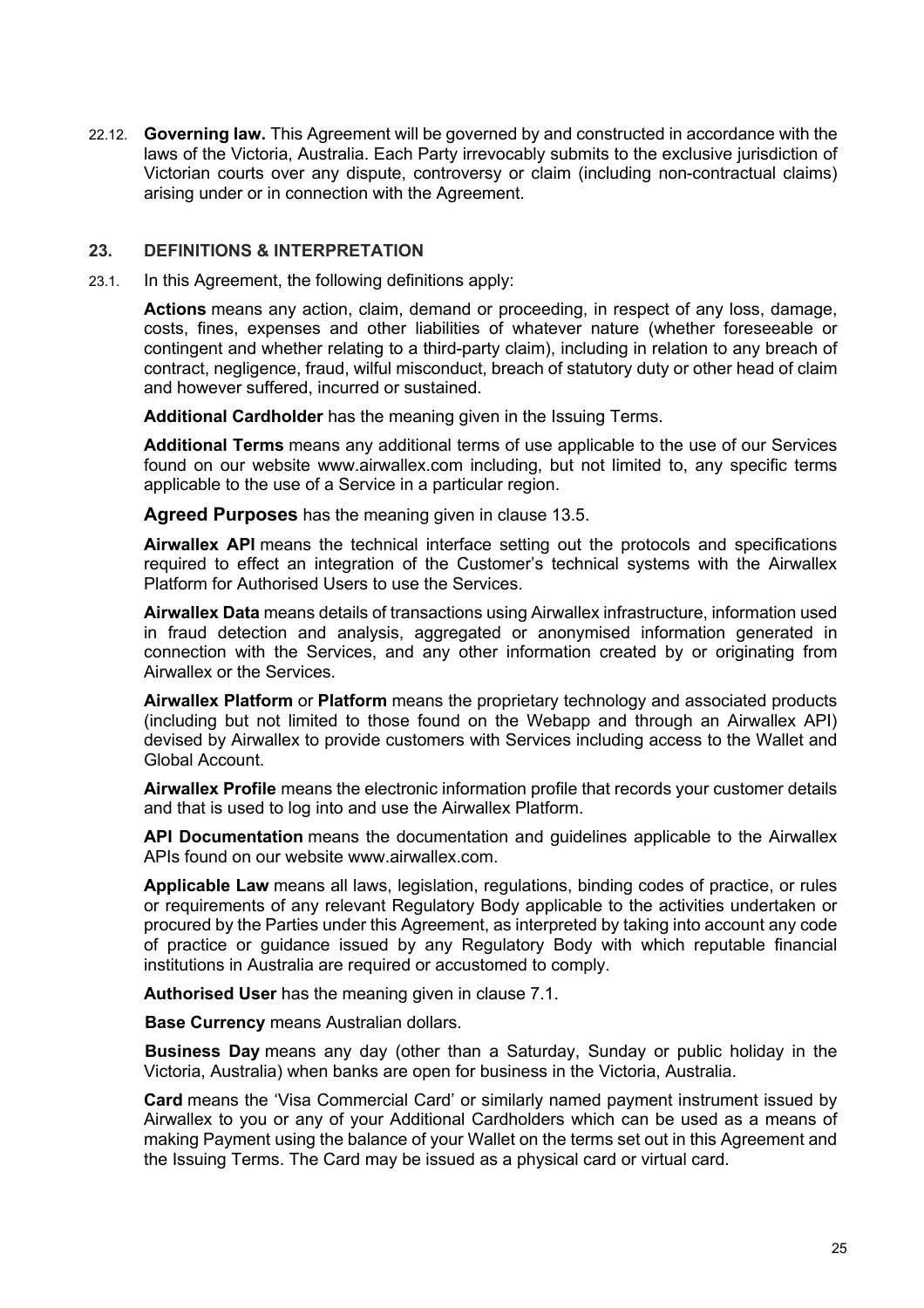22.12. **Governing law.** This Agreement will be governed by and constructed in accordance with the laws of the Victoria, Australia. Each Party irrevocably submits to the exclusive jurisdiction of Victorian courts over any dispute, controversy or claim (including non-contractual claims) arising under or in connection with the Agreement.

## 23. DEFINITIONS & INTERPRETATION

23.1. In this Agreement, the following definitions apply:

**Actions** means any action, claim, demand or proceeding, in respect of any loss, damage, costs, fines, expenses and other liabilities of whatever nature (whether foreseeable or contingent and whether relating to a third-party claim), including in relation to any breach of contract, negligence, fraud, wilful misconduct, breach of statutory duty or other head of claim and however suffered, incurred or sustained.

**Additional Cardholder** has the meaning given in the Issuing Terms.

**Additional Terms** means any additional terms of use applicable to the use of our Services found on our website www.airwallex.com including, but not limited to, any specific terms applicable to the use of a Service in a particular region.

**Agreed Purposes** has the meaning given in clause 13.5.

**Airwallex API** means the technical interface setting out the protocols and specifications required to effect an integration of the Customer's technical systems with the Airwallex Platform for Authorised Users to use the Services.

**Airwallex Data** means details of transactions using Airwallex infrastructure, information used in fraud detection and analysis, aggregated or anonymised information generated in connection with the Services, and any other information created by or originating from Airwallex or the Services.

**Airwallex Platform** or **Platform** means the proprietary technology and associated products (including but not limited to those found on the Webapp and through an Airwallex API) devised by Airwallex to provide customers with Services including access to the Wallet and Global Account.

**Airwallex Profile** means the electronic information profile that records your customer details and that is used to log into and use the Airwallex Platform.

**API Documentation** means the documentation and guidelines applicable to the Airwallex APIs found on our website www.airwallex.com.

**Applicable Law** means all laws, legislation, regulations, binding codes of practice, or rules or requirements of any relevant Regulatory Body applicable to the activities undertaken or procured by the Parties under this Agreement, as interpreted by taking into account any code of practice or guidance issued by any Regulatory Body with which reputable financial institutions in Australia are required or accustomed to comply.

**Authorised User** has the meaning given in clause 7.1.

**Base Currency** means Australian dollars.

**Business Day** means any day (other than a Saturday, Sunday or public holiday in the Victoria, Australia) when banks are open for business in the Victoria, Australia.

**Card** means the 'Visa Commercial Card' or similarly named payment instrument issued by Airwallex to you or any of your Additional Cardholders which can be used as a means of making Payment using the balance of your Wallet on the terms set out in this Agreement and the Issuing Terms. The Card may be issued as a physical card or virtual card.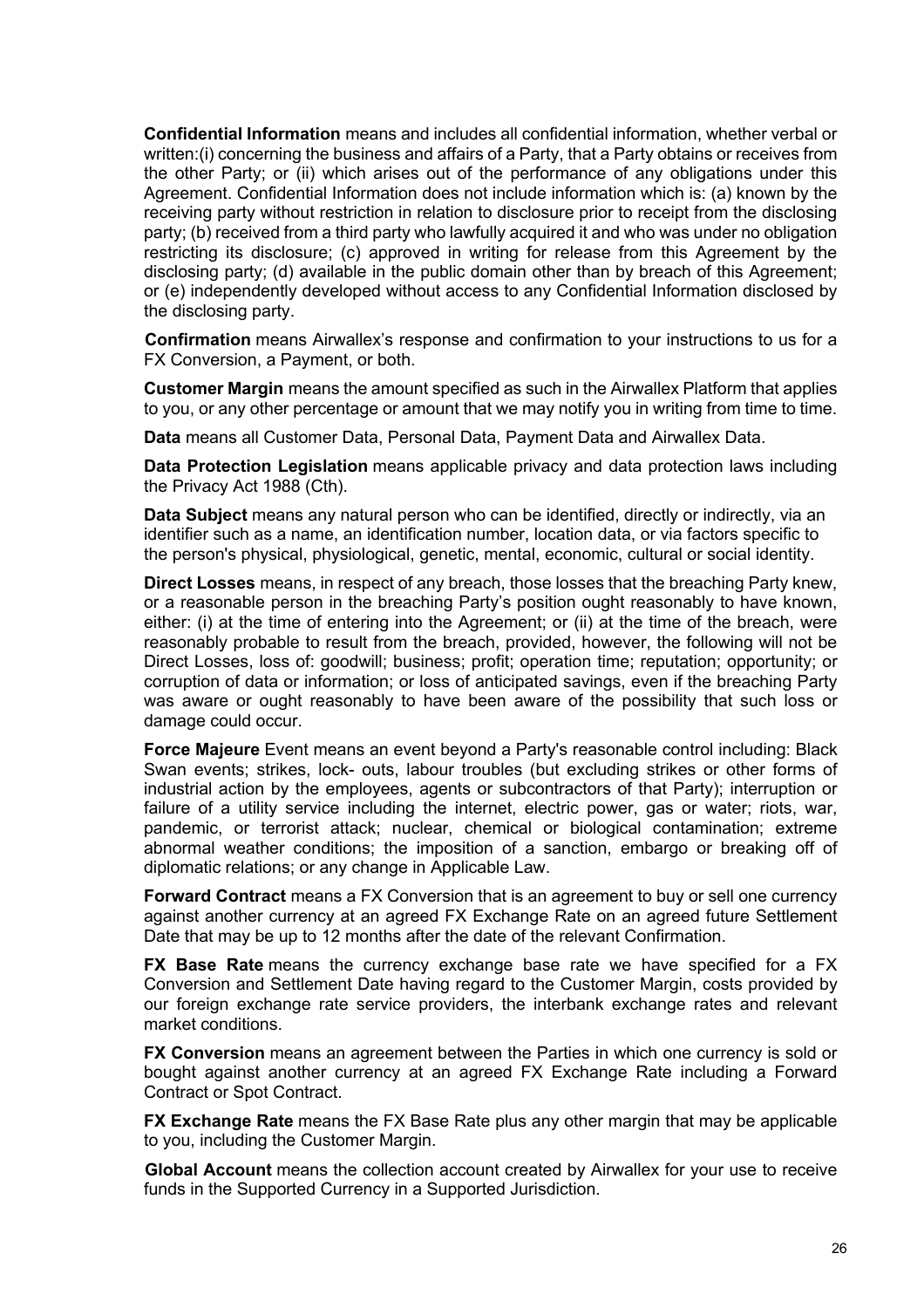**Confidential Information** means and includes all confidential information, whether verbal or written:(i) concerning the business and affairs of a Party, that a Party obtains or receives from the other Party; or (ii) which arises out of the performance of any obligations under this Agreement. Confidential Information does not include information which is: (a) known by the receiving party without restriction in relation to disclosure prior to receipt from the disclosing party; (b) received from a third party who lawfully acquired it and who was under no obligation restricting its disclosure; (c) approved in writing for release from this Agreement by the disclosing party; (d) available in the public domain other than by breach of this Agreement; or (e) independently developed without access to any Confidential Information disclosed by the disclosing party.

**Confirmation** means Airwallex's response and confirmation to your instructions to us for a FX Conversion, a Payment, or both.

**Customer Margin** means the amount specified as such in the Airwallex Platform that applies to you, or any other percentage or amount that we may notify you in writing from time to time.

**Data** means all Customer Data, Personal Data, Payment Data and Airwallex Data.

**Data Protection Legislation** means applicable privacy and data protection laws including the Privacy Act 1988 (Cth).

**Data Subject** means any natural person who can be identified, directly or indirectly, via an identifier such as a name, an identification number, location data, or via factors specific to the person's physical, physiological, genetic, mental, economic, cultural or social identity.

**Direct Losses** means, in respect of any breach, those losses that the breaching Party knew, or a reasonable person in the breaching Party's position ought reasonably to have known, either: (i) at the time of entering into the Agreement; or (ii) at the time of the breach, were reasonably probable to result from the breach, provided, however, the following will not be Direct Losses, loss of: goodwill; business; profit; operation time; reputation; opportunity; or corruption of data or information; or loss of anticipated savings, even if the breaching Party was aware or ought reasonably to have been aware of the possibility that such loss or damage could occur.

**Force Majeure** Event means an event beyond a Party's reasonable control including: Black Swan events; strikes, lock- outs, labour troubles (but excluding strikes or other forms of industrial action by the employees, agents or subcontractors of that Party); interruption or failure of a utility service including the internet, electric power, gas or water; riots, war, pandemic, or terrorist attack; nuclear, chemical or biological contamination; extreme abnormal weather conditions; the imposition of a sanction, embargo or breaking off of diplomatic relations; or any change in Applicable Law.

**Forward Contract** means a FX Conversion that is an agreement to buy or sell one currency against another currency at an agreed FX Exchange Rate on an agreed future Settlement Date that may be up to 12 months after the date of the relevant Confirmation.

**FX Base Rate** means the currency exchange base rate we have specified for a FX Conversion and Settlement Date having regard to the Customer Margin, costs provided by our foreign exchange rate service providers, the interbank exchange rates and relevant market conditions.

**FX Conversion** means an agreement between the Parties in which one currency is sold or bought against another currency at an agreed FX Exchange Rate including a Forward Contract or Spot Contract.

**FX Exchange Rate** means the FX Base Rate plus any other margin that may be applicable to you, including the Customer Margin.

**Global Account** means the collection account created by Airwallex for your use to receive funds in the Supported Currency in a Supported Jurisdiction.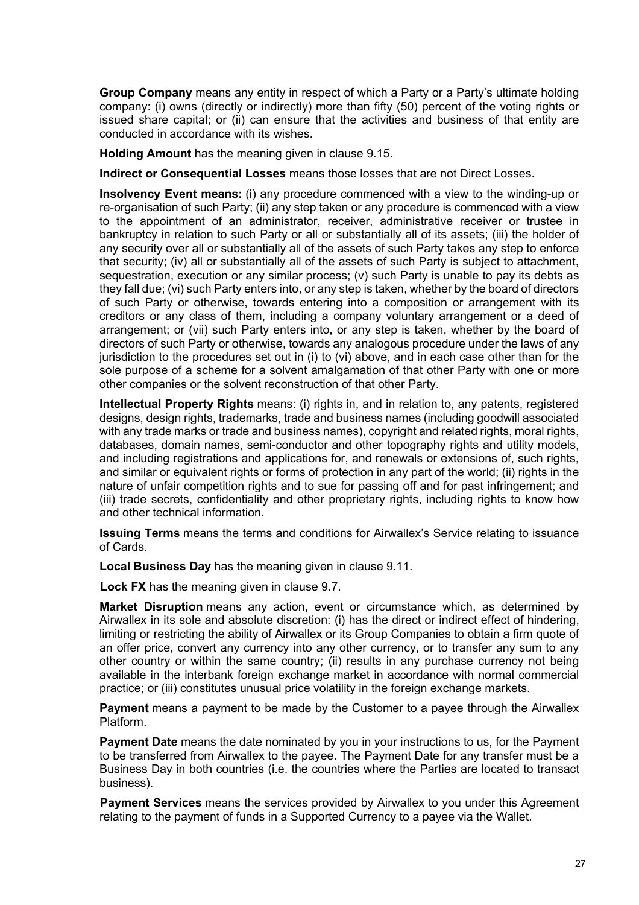**Group Company** means any entity in respect of which a Party or a Party's ultimate holding company: (i) owns (directly or indirectly) more than fifty (50) percent of the voting rights or issued share capital; or (ii) can ensure that the activities and business of that entity are conducted in accordance with its wishes.

**Holding Amount** has the meaning given in clause 9.15.

**Indirect or Consequential Losses** means those losses that are not Direct Losses.

**Insolvency Event means:** (i) any procedure commenced with a view to the winding-up or re-organisation of such Party; (ii) any step taken or any procedure is commenced with a view to the appointment of an administrator, receiver, administrative receiver or trustee in bankruptcy in relation to such Party or all or substantially all of its assets; (iii) the holder of any security over all or substantially all of the assets of such Party takes any step to enforce that security; (iv) all or substantially all of the assets of such Party is subject to attachment, sequestration, execution or any similar process; (v) such Party is unable to pay its debts as they fall due; (vi) such Party enters into, or any step is taken, whether by the board of directors of such Party or otherwise, towards entering into a composition or arrangement with its creditors or any class of them, including a company voluntary arrangement or a deed of arrangement; or (vii) such Party enters into, or any step is taken, whether by the board of directors of such Party or otherwise, towards any analogous procedure under the laws of any jurisdiction to the procedures set out in (i) to (vi) above, and in each case other than for the sole purpose of a scheme for a solvent amalgamation of that other Party with one or more other companies or the solvent reconstruction of that other Party.

**Intellectual Property Rights** means: (i) rights in, and in relation to, any patents, registered designs, design rights, trademarks, trade and business names (including goodwill associated with any trade marks or trade and business names), copyright and related rights, moral rights, databases, domain names, semi-conductor and other topography rights and utility models, and including registrations and applications for, and renewals or extensions of, such rights, and similar or equivalent rights or forms of protection in any part of the world; (ii) rights in the nature of unfair competition rights and to sue for passing off and for past infringement; and (iii) trade secrets, confidentiality and other proprietary rights, including rights to know how and other technical information.

**Issuing Terms** means the terms and conditions for Airwallex's Service relating to issuance of Cards.

**Local Business Day** has the meaning given in clause 9.11.

**Lock FX** has the meaning given in clause 9.7.

**Market Disruption** means any action, event or circumstance which, as determined by Airwallex in its sole and absolute discretion: (i) has the direct or indirect effect of hindering, limiting or restricting the ability of Airwallex or its Group Companies to obtain a firm quote of an offer price, convert any currency into any other currency, or to transfer any sum to any other country or within the same country; (ii) results in any purchase currency not being available in the interbank foreign exchange market in accordance with normal commercial practice; or (iii) constitutes unusual price volatility in the foreign exchange markets.

**Payment** means a payment to be made by the Customer to a payee through the Airwallex Platform.

**Payment Date** means the date nominated by you in your instructions to us, for the Payment to be transferred from Airwallex to the payee. The Payment Date for any transfer must be a Business Day in both countries (i.e. the countries where the Parties are located to transact business).

**Payment Services** means the services provided by Airwallex to you under this Agreement relating to the payment of funds in a Supported Currency to a payee via the Wallet.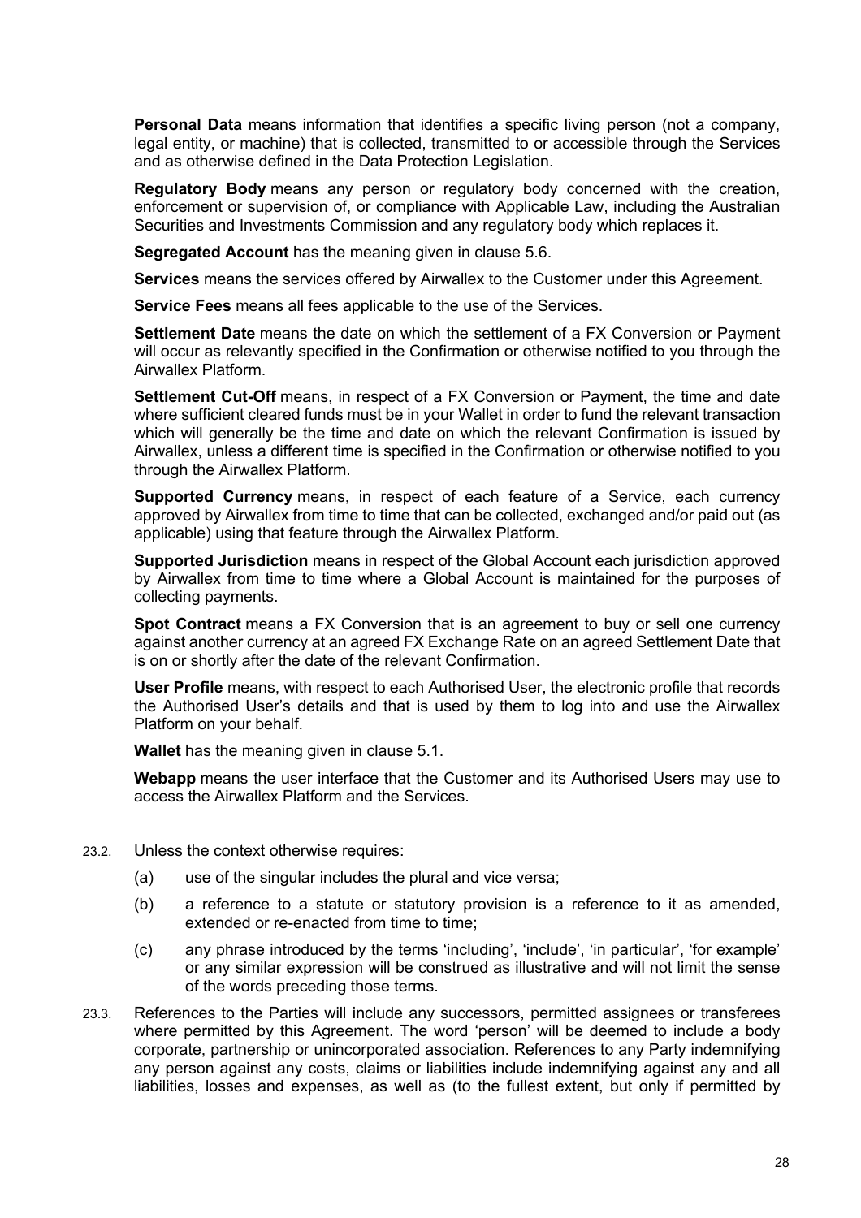**Personal Data** means information that identifies a specific living person (not a company, legal entity, or machine) that is collected, transmitted to or accessible through the Services and as otherwise defined in the Data Protection Legislation.

**Regulatory Body** means any person or regulatory body concerned with the creation, enforcement or supervision of, or compliance with Applicable Law, including the Australian Securities and Investments Commission and any regulatory body which replaces it.

**Segregated Account** has the meaning given in clause 5.6.

**Services** means the services offered by Airwallex to the Customer under this Agreement.

**Service Fees** means all fees applicable to the use of the Services.

**Settlement Date** means the date on which the settlement of a FX Conversion or Payment will occur as relevantly specified in the Confirmation or otherwise notified to you through the Airwallex Platform.

**Settlement Cut-Off** means, in respect of a FX Conversion or Payment, the time and date where sufficient cleared funds must be in your Wallet in order to fund the relevant transaction which will generally be the time and date on which the relevant Confirmation is issued by Airwallex, unless a different time is specified in the Confirmation or otherwise notified to you through the Airwallex Platform.

**Supported Currency** means, in respect of each feature of a Service, each currency approved by Airwallex from time to time that can be collected, exchanged and/or paid out (as applicable) using that feature through the Airwallex Platform.

**Supported Jurisdiction** means in respect of the Global Account each jurisdiction approved by Airwallex from time to time where a Global Account is maintained for the purposes of collecting payments.

**Spot Contract** means a FX Conversion that is an agreement to buy or sell one currency against another currency at an agreed FX Exchange Rate on an agreed Settlement Date that is on or shortly after the date of the relevant Confirmation.

**User Profile** means, with respect to each Authorised User, the electronic profile that records the Authorised User's details and that is used by them to log into and use the Airwallex Platform on your behalf.

**Wallet** has the meaning given in clause 5.1.

**Webapp** means the user interface that the Customer and its Authorised Users may use to access the Airwallex Platform and the Services.

23.2. Unless the context otherwise requires:

(a) use of the singular includes the plural and vice versa;

(b) a reference to a statute or statutory provision is a reference to it as amended, extended or re-enacted from time to time;

(c) any phrase introduced by the terms 'including', 'include', 'in particular', 'for example' or any similar expression will be construed as illustrative and will not limit the sense of the words preceding those terms.

23.3. References to the Parties will include any successors, permitted assignees or transferees where permitted by this Agreement. The word 'person' will be deemed to include a body corporate, partnership or unincorporated association. References to any Party indemnifying any person against any costs, claims or liabilities include indemnifying against any and all liabilities, losses and expenses, as well as (to the fullest extent, but only if permitted by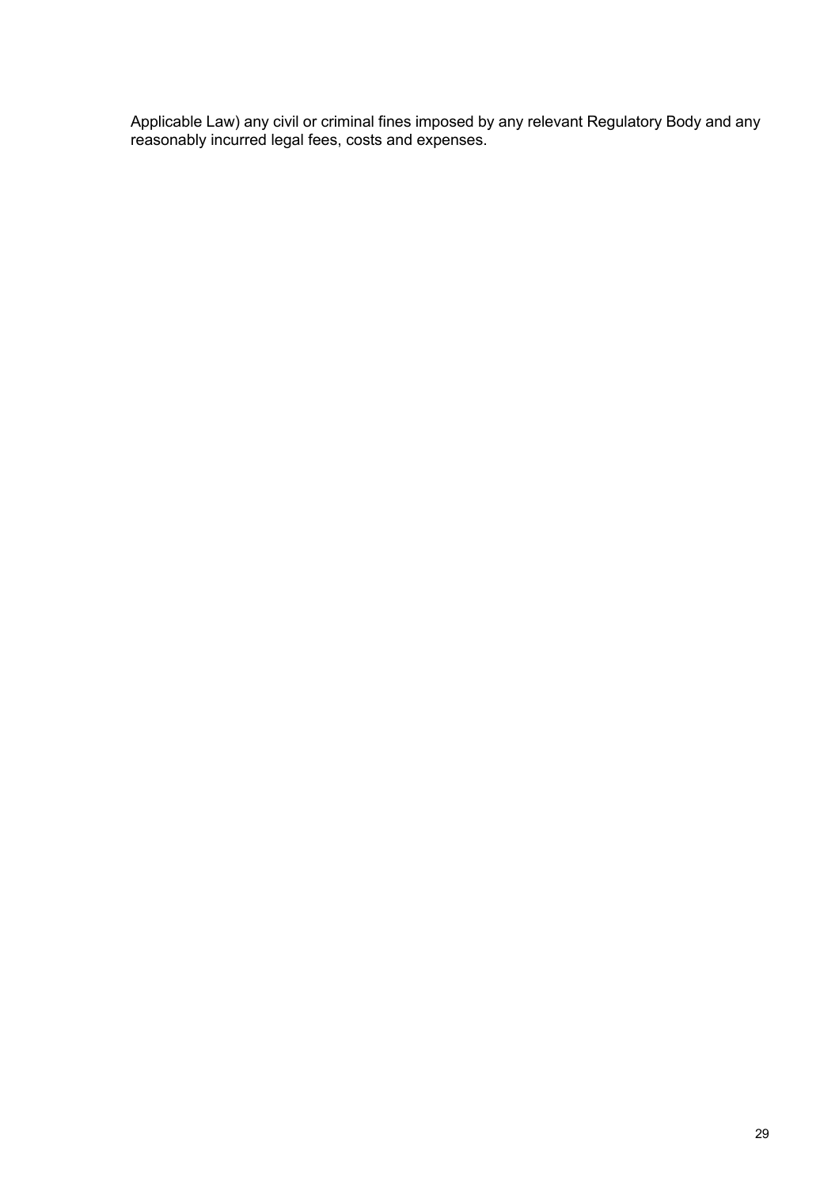Applicable Law) any civil or criminal fines imposed by any relevant Regulatory Body and any reasonably incurred legal fees, costs and expenses.